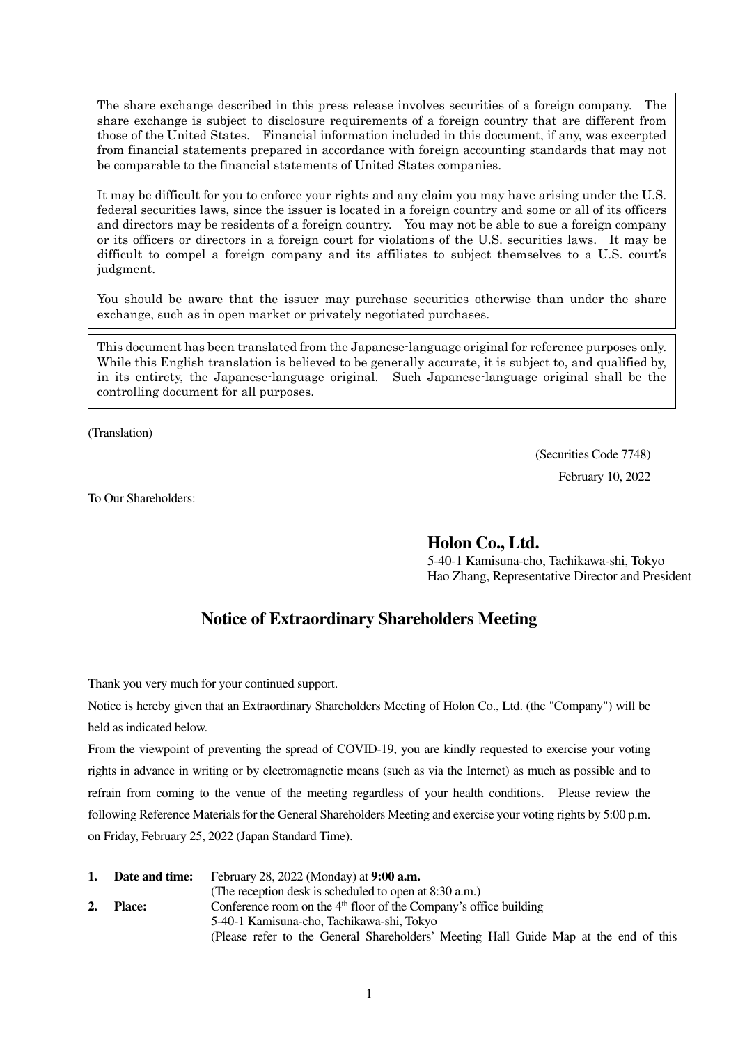The share exchange described in this press release involves securities of a foreign company. The share exchange is subject to disclosure requirements of a foreign country that are different from those of the United States. Financial information included in this document, if any, was excerpted from financial statements prepared in accordance with foreign accounting standards that may not be comparable to the financial statements of United States companies.

It may be difficult for you to enforce your rights and any claim you may have arising under the U.S. federal securities laws, since the issuer is located in a foreign country and some or all of its officers and directors may be residents of a foreign country. You may not be able to sue a foreign company or its officers or directors in a foreign court for violations of the U.S. securities laws. It may be difficult to compel a foreign company and its affiliates to subject themselves to a U.S. court's judgment.

You should be aware that the issuer may purchase securities otherwise than under the share exchange, such as in open market or privately negotiated purchases.

This document has been translated from the Japanese-language original for reference purposes only. While this English translation is believed to be generally accurate, it is subject to, and qualified by, in its entirety, the Japanese-language original. Such Japanese-language original shall be the controlling document for all purposes.

(Translation)

(Securities Code 7748)

February 10, 2022

To Our Shareholders:

**Holon Co., Ltd.**
5-40-1 Kamisuna-cho, Tachikawa-shi, Tokyo
Hao Zhang, Representative Director and President

# Notice of Extraordinary Shareholders Meeting

Thank you very much for your continued support.

Notice is hereby given that an Extraordinary Shareholders Meeting of Holon Co., Ltd. (the "Company") will be held as indicated below.

From the viewpoint of preventing the spread of COVID-19, you are kindly requested to exercise your voting rights in advance in writing or by electromagnetic means (such as via the Internet) as much as possible and to refrain from coming to the venue of the meeting regardless of your health conditions. Please review the following Reference Materials for the General Shareholders Meeting and exercise your voting rights by 5:00 p.m. on Friday, February 25, 2022 (Japan Standard Time).

1. **Date and time:** February 28, 2022 (Monday) at **9:00 a.m.**
   (The reception desk is scheduled to open at 8:30 a.m.)
2. **Place:** Conference room on the 4th floor of the Company's office building
   5-40-1 Kamisuna-cho, Tachikawa-shi, Tokyo
   (Please refer to the General Shareholders' Meeting Hall Guide Map at the end of this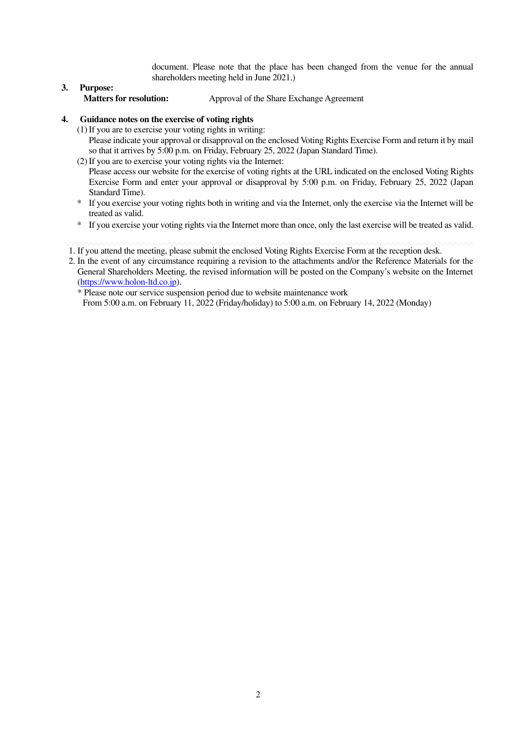document. Please note that the place has been changed from the venue for the annual shareholders meeting held in June 2021.)

**3. Purpose:**

**Matters for resolution:** Approval of the Share Exchange Agreement

**4. Guidance notes on the exercise of voting rights**

(1) If you are to exercise your voting rights in writing:
Please indicate your approval or disapproval on the enclosed Voting Rights Exercise Form and return it by mail so that it arrives by 5:00 p.m. on Friday, February 25, 2022 (Japan Standard Time).

(2) If you are to exercise your voting rights via the Internet:
Please access our website for the exercise of voting rights at the URL indicated on the enclosed Voting Rights Exercise Form and enter your approval or disapproval by 5:00 p.m. on Friday, February 25, 2022 (Japan Standard Time).

\* If you exercise your voting rights both in writing and via the Internet, only the exercise via the Internet will be treated as valid.

\* If you exercise your voting rights via the Internet more than once, only the last exercise will be treated as valid.

---

1. If you attend the meeting, please submit the enclosed Voting Rights Exercise Form at the reception desk.
2. In the event of any circumstance requiring a revision to the attachments and/or the Reference Materials for the General Shareholders Meeting, the revised information will be posted on the Company's website on the Internet (https://www.holon-ltd.co.jp).
   \* Please note our service suspension period due to website maintenance work
   From 5:00 a.m. on February 11, 2022 (Friday/holiday) to 5:00 a.m. on February 14, 2022 (Monday)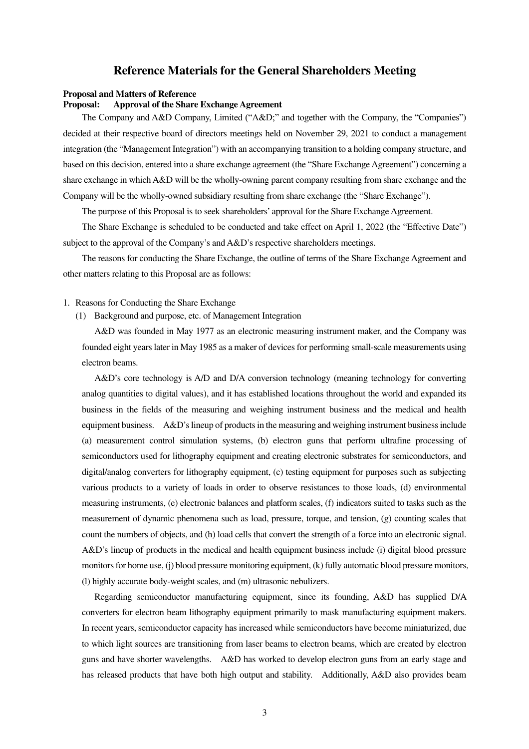# Reference Materials for the General Shareholders Meeting

**Proposal and Matters of Reference**

**Proposal: Approval of the Share Exchange Agreement**

The Company and A&D Company, Limited ("A&D;" and together with the Company, the "Companies") decided at their respective board of directors meetings held on November 29, 2021 to conduct a management integration (the "Management Integration") with an accompanying transition to a holding company structure, and based on this decision, entered into a share exchange agreement (the "Share Exchange Agreement") concerning a share exchange in which A&D will be the wholly-owning parent company resulting from share exchange and the Company will be the wholly-owned subsidiary resulting from share exchange (the "Share Exchange").

The purpose of this Proposal is to seek shareholders' approval for the Share Exchange Agreement.

The Share Exchange is scheduled to be conducted and take effect on April 1, 2022 (the "Effective Date") subject to the approval of the Company's and A&D's respective shareholders meetings.

The reasons for conducting the Share Exchange, the outline of terms of the Share Exchange Agreement and other matters relating to this Proposal are as follows:

1. Reasons for Conducting the Share Exchange
   (1) Background and purpose, etc. of Management Integration

A&D was founded in May 1977 as an electronic measuring instrument maker, and the Company was founded eight years later in May 1985 as a maker of devices for performing small-scale measurements using electron beams.

A&D's core technology is A/D and D/A conversion technology (meaning technology for converting analog quantities to digital values), and it has established locations throughout the world and expanded its business in the fields of the measuring and weighing instrument business and the medical and health equipment business. A&D's lineup of products in the measuring and weighing instrument business include (a) measurement control simulation systems, (b) electron guns that perform ultrafine processing of semiconductors used for lithography equipment and creating electronic substrates for semiconductors, and digital/analog converters for lithography equipment, (c) testing equipment for purposes such as subjecting various products to a variety of loads in order to observe resistances to those loads, (d) environmental measuring instruments, (e) electronic balances and platform scales, (f) indicators suited to tasks such as the measurement of dynamic phenomena such as load, pressure, torque, and tension, (g) counting scales that count the numbers of objects, and (h) load cells that convert the strength of a force into an electronic signal. A&D's lineup of products in the medical and health equipment business include (i) digital blood pressure monitors for home use, (j) blood pressure monitoring equipment, (k) fully automatic blood pressure monitors, (l) highly accurate body-weight scales, and (m) ultrasonic nebulizers.

Regarding semiconductor manufacturing equipment, since its founding, A&D has supplied D/A converters for electron beam lithography equipment primarily to mask manufacturing equipment makers. In recent years, semiconductor capacity has increased while semiconductors have become miniaturized, due to which light sources are transitioning from laser beams to electron beams, which are created by electron guns and have shorter wavelengths. A&D has worked to develop electron guns from an early stage and has released products that have both high output and stability. Additionally, A&D also provides beam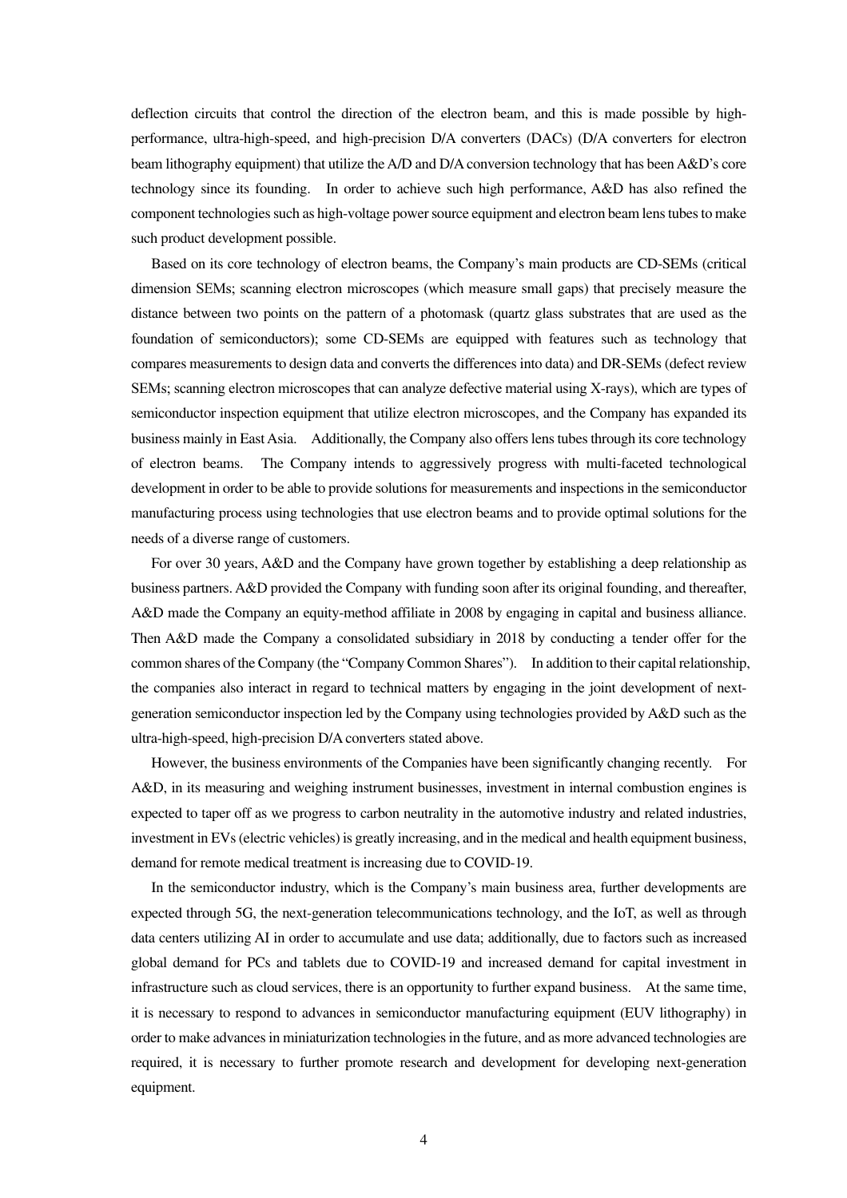deflection circuits that control the direction of the electron beam, and this is made possible by high-performance, ultra-high-speed, and high-precision D/A converters (DACs) (D/A converters for electron beam lithography equipment) that utilize the A/D and D/A conversion technology that has been A&D's core technology since its founding. In order to achieve such high performance, A&D has also refined the component technologies such as high-voltage power source equipment and electron beam lens tubes to make such product development possible.

Based on its core technology of electron beams, the Company's main products are CD-SEMs (critical dimension SEMs; scanning electron microscopes (which measure small gaps) that precisely measure the distance between two points on the pattern of a photomask (quartz glass substrates that are used as the foundation of semiconductors); some CD-SEMs are equipped with features such as technology that compares measurements to design data and converts the differences into data) and DR-SEMs (defect review SEMs; scanning electron microscopes that can analyze defective material using X-rays), which are types of semiconductor inspection equipment that utilize electron microscopes, and the Company has expanded its business mainly in East Asia. Additionally, the Company also offers lens tubes through its core technology of electron beams. The Company intends to aggressively progress with multi-faceted technological development in order to be able to provide solutions for measurements and inspections in the semiconductor manufacturing process using technologies that use electron beams and to provide optimal solutions for the needs of a diverse range of customers.

For over 30 years, A&D and the Company have grown together by establishing a deep relationship as business partners. A&D provided the Company with funding soon after its original founding, and thereafter, A&D made the Company an equity-method affiliate in 2008 by engaging in capital and business alliance. Then A&D made the Company a consolidated subsidiary in 2018 by conducting a tender offer for the common shares of the Company (the "Company Common Shares"). In addition to their capital relationship, the companies also interact in regard to technical matters by engaging in the joint development of next-generation semiconductor inspection led by the Company using technologies provided by A&D such as the ultra-high-speed, high-precision D/A converters stated above.

However, the business environments of the Companies have been significantly changing recently. For A&D, in its measuring and weighing instrument businesses, investment in internal combustion engines is expected to taper off as we progress to carbon neutrality in the automotive industry and related industries, investment in EVs (electric vehicles) is greatly increasing, and in the medical and health equipment business, demand for remote medical treatment is increasing due to COVID-19.

In the semiconductor industry, which is the Company's main business area, further developments are expected through 5G, the next-generation telecommunications technology, and the IoT, as well as through data centers utilizing AI in order to accumulate and use data; additionally, due to factors such as increased global demand for PCs and tablets due to COVID-19 and increased demand for capital investment in infrastructure such as cloud services, there is an opportunity to further expand business. At the same time, it is necessary to respond to advances in semiconductor manufacturing equipment (EUV lithography) in order to make advances in miniaturization technologies in the future, and as more advanced technologies are required, it is necessary to further promote research and development for developing next-generation equipment.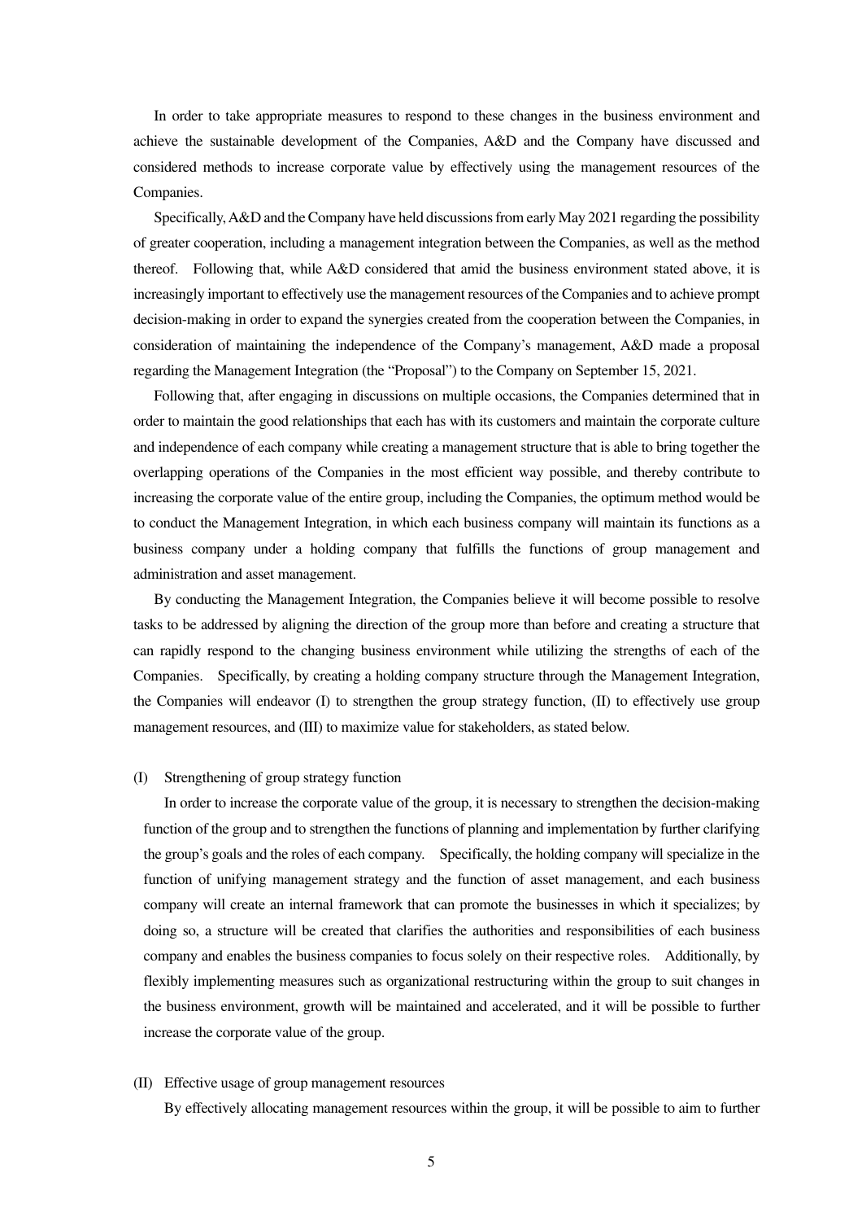In order to take appropriate measures to respond to these changes in the business environment and achieve the sustainable development of the Companies, A&D and the Company have discussed and considered methods to increase corporate value by effectively using the management resources of the Companies.

Specifically, A&D and the Company have held discussions from early May 2021 regarding the possibility of greater cooperation, including a management integration between the Companies, as well as the method thereof. Following that, while A&D considered that amid the business environment stated above, it is increasingly important to effectively use the management resources of the Companies and to achieve prompt decision-making in order to expand the synergies created from the cooperation between the Companies, in consideration of maintaining the independence of the Company's management, A&D made a proposal regarding the Management Integration (the "Proposal") to the Company on September 15, 2021.

Following that, after engaging in discussions on multiple occasions, the Companies determined that in order to maintain the good relationships that each has with its customers and maintain the corporate culture and independence of each company while creating a management structure that is able to bring together the overlapping operations of the Companies in the most efficient way possible, and thereby contribute to increasing the corporate value of the entire group, including the Companies, the optimum method would be to conduct the Management Integration, in which each business company will maintain its functions as a business company under a holding company that fulfills the functions of group management and administration and asset management.

By conducting the Management Integration, the Companies believe it will become possible to resolve tasks to be addressed by aligning the direction of the group more than before and creating a structure that can rapidly respond to the changing business environment while utilizing the strengths of each of the Companies. Specifically, by creating a holding company structure through the Management Integration, the Companies will endeavor (I) to strengthen the group strategy function, (II) to effectively use group management resources, and (III) to maximize value for stakeholders, as stated below.

(I) Strengthening of group strategy function

In order to increase the corporate value of the group, it is necessary to strengthen the decision-making function of the group and to strengthen the functions of planning and implementation by further clarifying the group's goals and the roles of each company. Specifically, the holding company will specialize in the function of unifying management strategy and the function of asset management, and each business company will create an internal framework that can promote the businesses in which it specializes; by doing so, a structure will be created that clarifies the authorities and responsibilities of each business company and enables the business companies to focus solely on their respective roles. Additionally, by flexibly implementing measures such as organizational restructuring within the group to suit changes in the business environment, growth will be maintained and accelerated, and it will be possible to further increase the corporate value of the group.

(II) Effective usage of group management resources

By effectively allocating management resources within the group, it will be possible to aim to further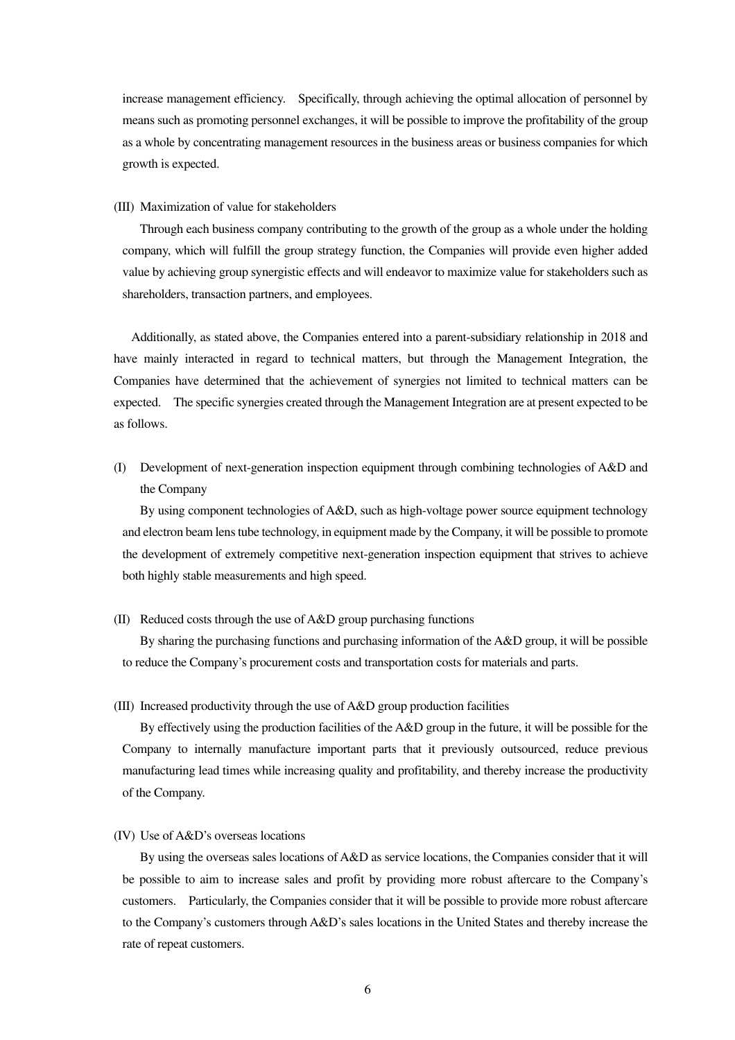increase management efficiency. Specifically, through achieving the optimal allocation of personnel by means such as promoting personnel exchanges, it will be possible to improve the profitability of the group as a whole by concentrating management resources in the business areas or business companies for which growth is expected.

(III) Maximization of value for stakeholders

Through each business company contributing to the growth of the group as a whole under the holding company, which will fulfill the group strategy function, the Companies will provide even higher added value by achieving group synergistic effects and will endeavor to maximize value for stakeholders such as shareholders, transaction partners, and employees.

Additionally, as stated above, the Companies entered into a parent-subsidiary relationship in 2018 and have mainly interacted in regard to technical matters, but through the Management Integration, the Companies have determined that the achievement of synergies not limited to technical matters can be expected. The specific synergies created through the Management Integration are at present expected to be as follows.

(I) Development of next-generation inspection equipment through combining technologies of A&D and the Company

By using component technologies of A&D, such as high-voltage power source equipment technology and electron beam lens tube technology, in equipment made by the Company, it will be possible to promote the development of extremely competitive next-generation inspection equipment that strives to achieve both highly stable measurements and high speed.

(II) Reduced costs through the use of A&D group purchasing functions

By sharing the purchasing functions and purchasing information of the A&D group, it will be possible to reduce the Company's procurement costs and transportation costs for materials and parts.

(III) Increased productivity through the use of A&D group production facilities

By effectively using the production facilities of the A&D group in the future, it will be possible for the Company to internally manufacture important parts that it previously outsourced, reduce previous manufacturing lead times while increasing quality and profitability, and thereby increase the productivity of the Company.

(IV) Use of A&D's overseas locations

By using the overseas sales locations of A&D as service locations, the Companies consider that it will be possible to aim to increase sales and profit by providing more robust aftercare to the Company's customers. Particularly, the Companies consider that it will be possible to provide more robust aftercare to the Company's customers through A&D's sales locations in the United States and thereby increase the rate of repeat customers.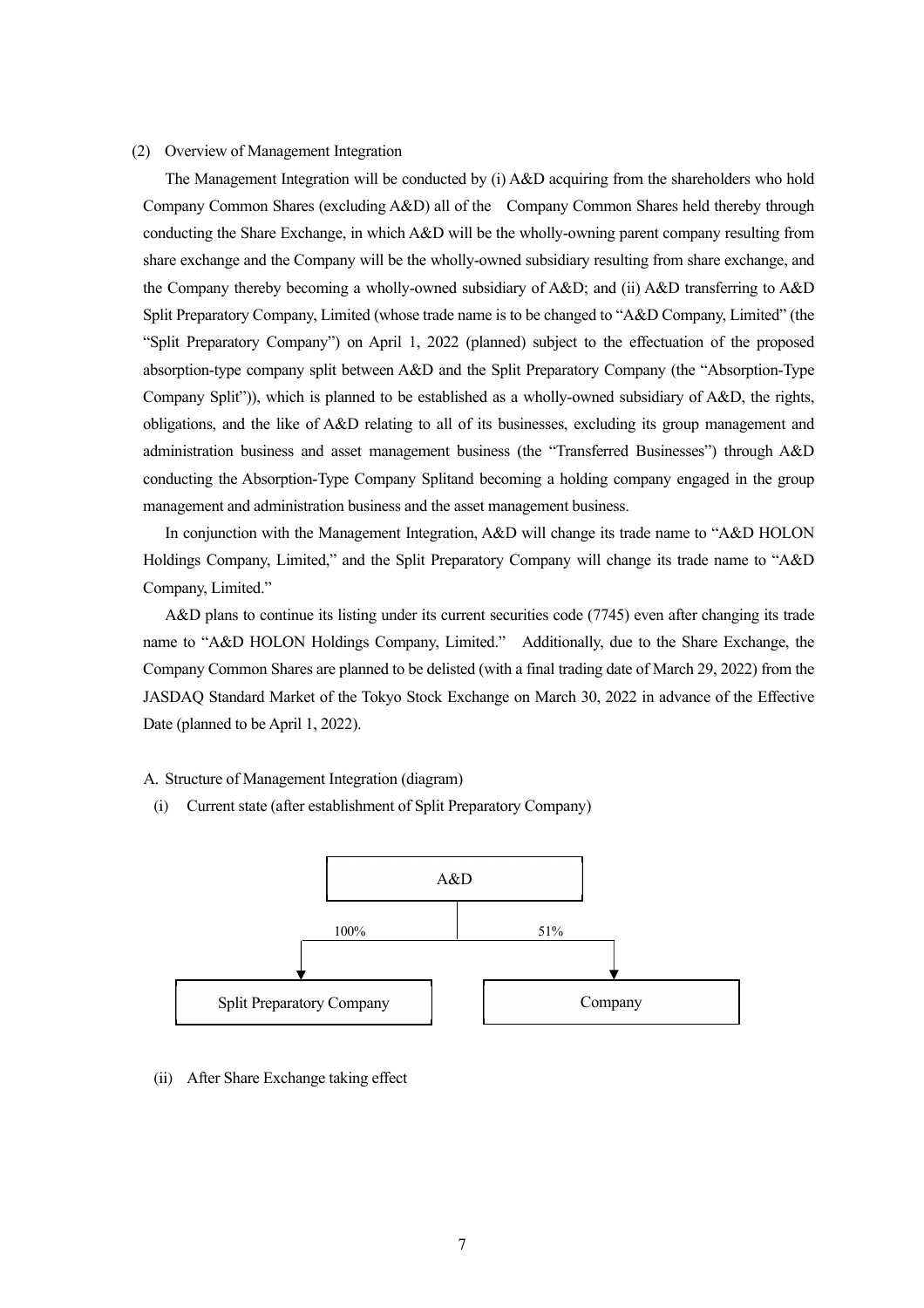(2) Overview of Management Integration

The Management Integration will be conducted by (i) A&D acquiring from the shareholders who hold Company Common Shares (excluding A&D) all of the Company Common Shares held thereby through conducting the Share Exchange, in which A&D will be the wholly-owning parent company resulting from share exchange and the Company will be the wholly-owned subsidiary resulting from share exchange, and the Company thereby becoming a wholly-owned subsidiary of A&D; and (ii) A&D transferring to A&D Split Preparatory Company, Limited (whose trade name is to be changed to "A&D Company, Limited" (the "Split Preparatory Company") on April 1, 2022 (planned) subject to the effectuation of the proposed absorption-type company split between A&D and the Split Preparatory Company (the "Absorption-Type Company Split")), which is planned to be established as a wholly-owned subsidiary of A&D, the rights, obligations, and the like of A&D relating to all of its businesses, excluding its group management and administration business and asset management business (the "Transferred Businesses") through A&D conducting the Absorption-Type Company Splitand becoming a holding company engaged in the group management and administration business and the asset management business.

In conjunction with the Management Integration, A&D will change its trade name to "A&D HOLON Holdings Company, Limited," and the Split Preparatory Company will change its trade name to "A&D Company, Limited."

A&D plans to continue its listing under its current securities code (7745) even after changing its trade name to "A&D HOLON Holdings Company, Limited." Additionally, due to the Share Exchange, the Company Common Shares are planned to be delisted (with a final trading date of March 29, 2022) from the JASDAQ Standard Market of the Tokyo Stock Exchange on March 30, 2022 in advance of the Effective Date (planned to be April 1, 2022).

A. Structure of Management Integration (diagram)

(i) Current state (after establishment of Split Preparatory Company)

A&D

100% → Split Preparatory Company

51% → Company

(ii) After Share Exchange taking effect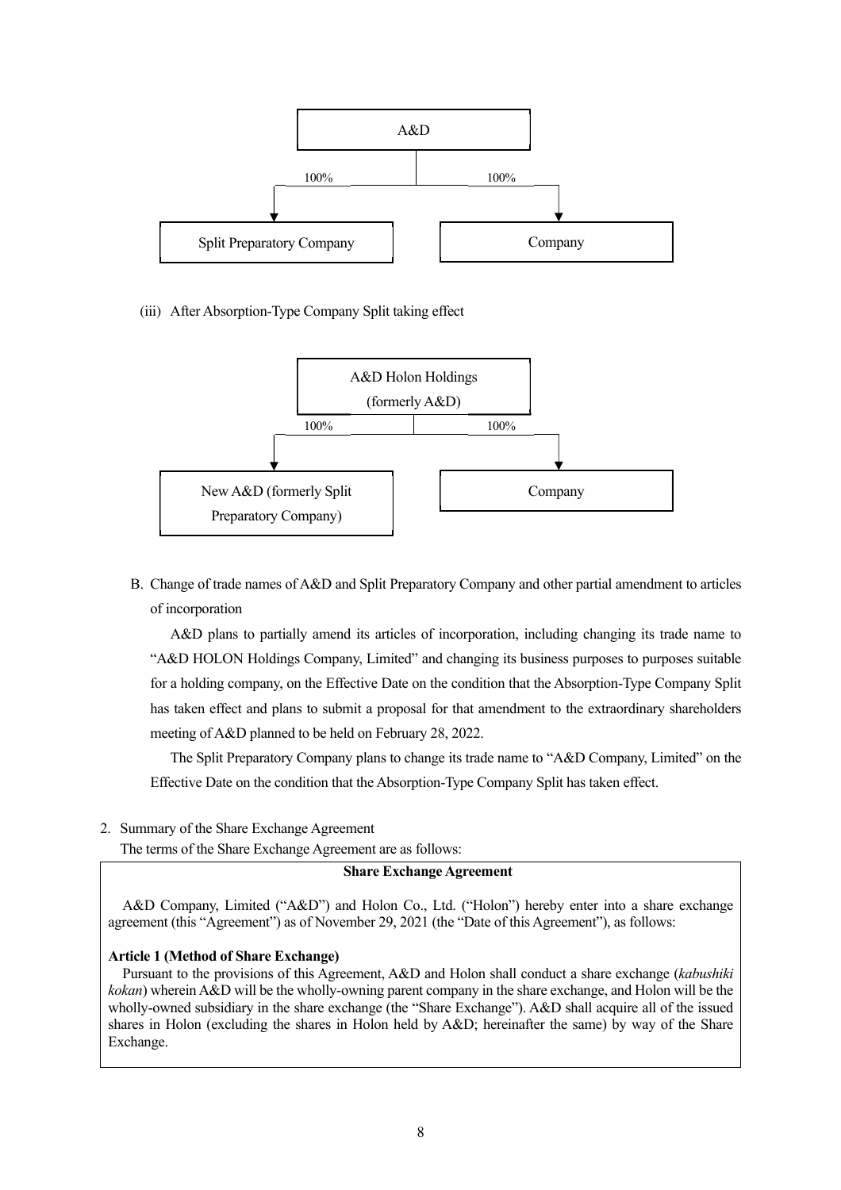A&D

100% | 100%

Split Preparatory Company | Company

(iii) After Absorption-Type Company Split taking effect

A&D Holon Holdings (formerly A&D)

100% | 100%

New A&D (formerly Split Preparatory Company) | Company

B. Change of trade names of A&D and Split Preparatory Company and other partial amendment to articles of incorporation

A&D plans to partially amend its articles of incorporation, including changing its trade name to "A&D HOLON Holdings Company, Limited" and changing its business purposes to purposes suitable for a holding company, on the Effective Date on the condition that the Absorption-Type Company Split has taken effect and plans to submit a proposal for that amendment to the extraordinary shareholders meeting of A&D planned to be held on February 28, 2022.

The Split Preparatory Company plans to change its trade name to "A&D Company, Limited" on the Effective Date on the condition that the Absorption-Type Company Split has taken effect.

2. Summary of the Share Exchange Agreement

The terms of the Share Exchange Agreement are as follows:

**Share Exchange Agreement**

A&D Company, Limited ("A&D") and Holon Co., Ltd. ("Holon") hereby enter into a share exchange agreement (this "Agreement") as of November 29, 2021 (the "Date of this Agreement"), as follows:

**Article 1 (Method of Share Exchange)**

Pursuant to the provisions of this Agreement, A&D and Holon shall conduct a share exchange (*kabushiki kokan*) wherein A&D will be the wholly-owning parent company in the share exchange, and Holon will be the wholly-owned subsidiary in the share exchange (the "Share Exchange"). A&D shall acquire all of the issued shares in Holon (excluding the shares in Holon held by A&D; hereinafter the same) by way of the Share Exchange.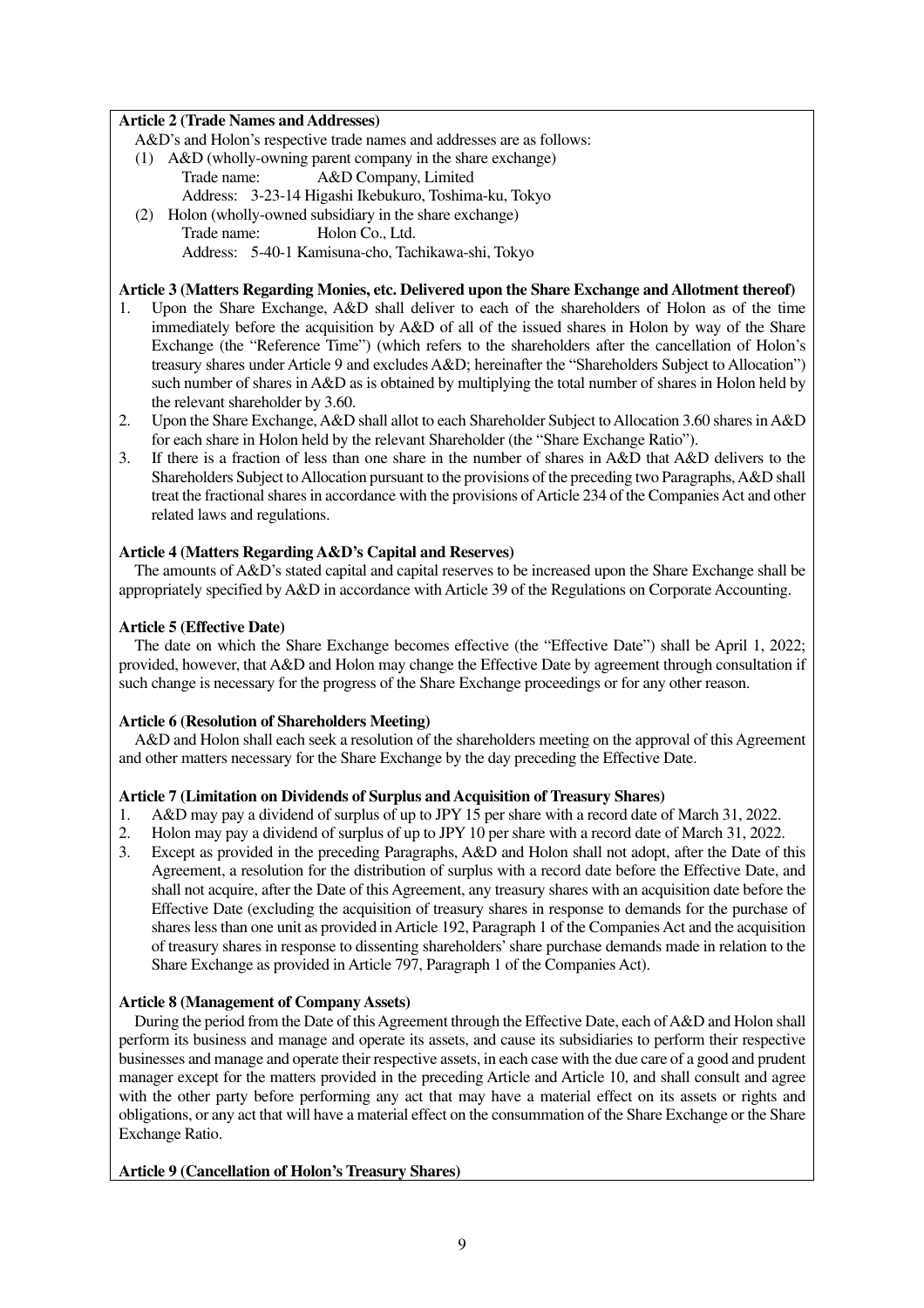**Article 2 (Trade Names and Addresses)**

A&D's and Holon's respective trade names and addresses are as follows:

(1) A&D (wholly-owning parent company in the share exchange)
  Trade name: A&D Company, Limited
  Address: 3-23-14 Higashi Ikebukuro, Toshima-ku, Tokyo

(2) Holon (wholly-owned subsidiary in the share exchange)
  Trade name: Holon Co., Ltd.
  Address: 5-40-1 Kamisuna-cho, Tachikawa-shi, Tokyo

**Article 3 (Matters Regarding Monies, etc. Delivered upon the Share Exchange and Allotment thereof)**

1. Upon the Share Exchange, A&D shall deliver to each of the shareholders of Holon as of the time immediately before the acquisition by A&D of all of the issued shares in Holon by way of the Share Exchange (the "Reference Time") (which refers to the shareholders after the cancellation of Holon's treasury shares under Article 9 and excludes A&D; hereinafter the "Shareholders Subject to Allocation") such number of shares in A&D as is obtained by multiplying the total number of shares in Holon held by the relevant shareholder by 3.60.
2. Upon the Share Exchange, A&D shall allot to each Shareholder Subject to Allocation 3.60 shares in A&D for each share in Holon held by the relevant Shareholder (the "Share Exchange Ratio").
3. If there is a fraction of less than one share in the number of shares in A&D that A&D delivers to the Shareholders Subject to Allocation pursuant to the provisions of the preceding two Paragraphs, A&D shall treat the fractional shares in accordance with the provisions of Article 234 of the Companies Act and other related laws and regulations.

**Article 4 (Matters Regarding A&D's Capital and Reserves)**

The amounts of A&D's stated capital and capital reserves to be increased upon the Share Exchange shall be appropriately specified by A&D in accordance with Article 39 of the Regulations on Corporate Accounting.

**Article 5 (Effective Date)**

The date on which the Share Exchange becomes effective (the "Effective Date") shall be April 1, 2022; provided, however, that A&D and Holon may change the Effective Date by agreement through consultation if such change is necessary for the progress of the Share Exchange proceedings or for any other reason.

**Article 6 (Resolution of Shareholders Meeting)**

A&D and Holon shall each seek a resolution of the shareholders meeting on the approval of this Agreement and other matters necessary for the Share Exchange by the day preceding the Effective Date.

**Article 7 (Limitation on Dividends of Surplus and Acquisition of Treasury Shares)**

1. A&D may pay a dividend of surplus of up to JPY 15 per share with a record date of March 31, 2022.
2. Holon may pay a dividend of surplus of up to JPY 10 per share with a record date of March 31, 2022.
3. Except as provided in the preceding Paragraphs, A&D and Holon shall not adopt, after the Date of this Agreement, a resolution for the distribution of surplus with a record date before the Effective Date, and shall not acquire, after the Date of this Agreement, any treasury shares with an acquisition date before the Effective Date (excluding the acquisition of treasury shares in response to demands for the purchase of shares less than one unit as provided in Article 192, Paragraph 1 of the Companies Act and the acquisition of treasury shares in response to dissenting shareholders' share purchase demands made in relation to the Share Exchange as provided in Article 797, Paragraph 1 of the Companies Act).

**Article 8 (Management of Company Assets)**

During the period from the Date of this Agreement through the Effective Date, each of A&D and Holon shall perform its business and manage and operate its assets, and cause its subsidiaries to perform their respective businesses and manage and operate their respective assets, in each case with the due care of a good and prudent manager except for the matters provided in the preceding Article and Article 10, and shall consult and agree with the other party before performing any act that may have a material effect on its assets or rights and obligations, or any act that will have a material effect on the consummation of the Share Exchange or the Share Exchange Ratio.

**Article 9 (Cancellation of Holon's Treasury Shares)**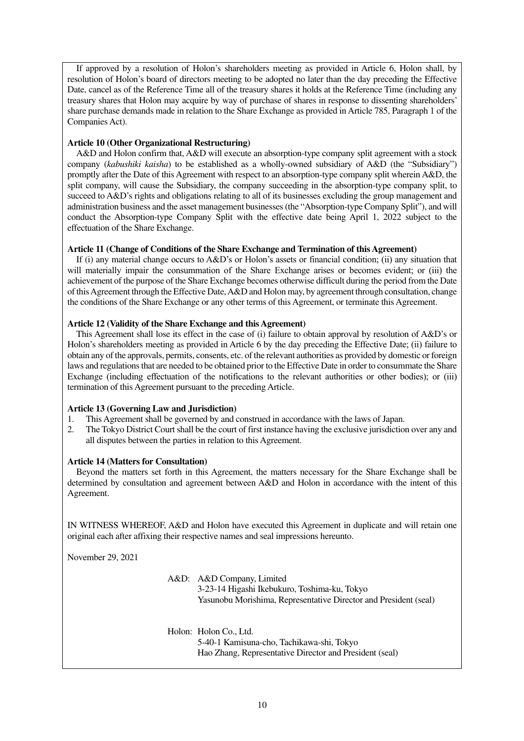If approved by a resolution of Holon's shareholders meeting as provided in Article 6, Holon shall, by resolution of Holon's board of directors meeting to be adopted no later than the day preceding the Effective Date, cancel as of the Reference Time all of the treasury shares it holds at the Reference Time (including any treasury shares that Holon may acquire by way of purchase of shares in response to dissenting shareholders' share purchase demands made in relation to the Share Exchange as provided in Article 785, Paragraph 1 of the Companies Act).

**Article 10 (Other Organizational Restructuring)**

A&D and Holon confirm that, A&D will execute an absorption-type company split agreement with a stock company (*kabushiki kaisha*) to be established as a wholly-owned subsidiary of A&D (the "Subsidiary") promptly after the Date of this Agreement with respect to an absorption-type company split wherein A&D, the split company, will cause the Subsidiary, the company succeeding in the absorption-type company split, to succeed to A&D's rights and obligations relating to all of its businesses excluding the group management and administration business and the asset management businesses (the "Absorption-type Company Split"), and will conduct the Absorption-type Company Split with the effective date being April 1, 2022 subject to the effectuation of the Share Exchange.

**Article 11 (Change of Conditions of the Share Exchange and Termination of this Agreement)**

If (i) any material change occurs to A&D's or Holon's assets or financial condition; (ii) any situation that will materially impair the consummation of the Share Exchange arises or becomes evident; or (iii) the achievement of the purpose of the Share Exchange becomes otherwise difficult during the period from the Date of this Agreement through the Effective Date, A&D and Holon may, by agreement through consultation, change the conditions of the Share Exchange or any other terms of this Agreement, or terminate this Agreement.

**Article 12 (Validity of the Share Exchange and this Agreement)**

This Agreement shall lose its effect in the case of (i) failure to obtain approval by resolution of A&D's or Holon's shareholders meeting as provided in Article 6 by the day preceding the Effective Date; (ii) failure to obtain any of the approvals, permits, consents, etc. of the relevant authorities as provided by domestic or foreign laws and regulations that are needed to be obtained prior to the Effective Date in order to consummate the Share Exchange (including effectuation of the notifications to the relevant authorities or other bodies); or (iii) termination of this Agreement pursuant to the preceding Article.

**Article 13 (Governing Law and Jurisdiction)**

1. This Agreement shall be governed by and construed in accordance with the laws of Japan.
2. The Tokyo District Court shall be the court of first instance having the exclusive jurisdiction over any and all disputes between the parties in relation to this Agreement.

**Article 14 (Matters for Consultation)**

Beyond the matters set forth in this Agreement, the matters necessary for the Share Exchange shall be determined by consultation and agreement between A&D and Holon in accordance with the intent of this Agreement.

IN WITNESS WHEREOF, A&D and Holon have executed this Agreement in duplicate and will retain one original each after affixing their respective names and seal impressions hereunto.

November 29, 2021

A&D: A&D Company, Limited
3-23-14 Higashi Ikebukuro, Toshima-ku, Tokyo
Yasunobu Morishima, Representative Director and President (seal)

Holon: Holon Co., Ltd.
5-40-1 Kamisuna-cho, Tachikawa-shi, Tokyo
Hao Zhang, Representative Director and President (seal)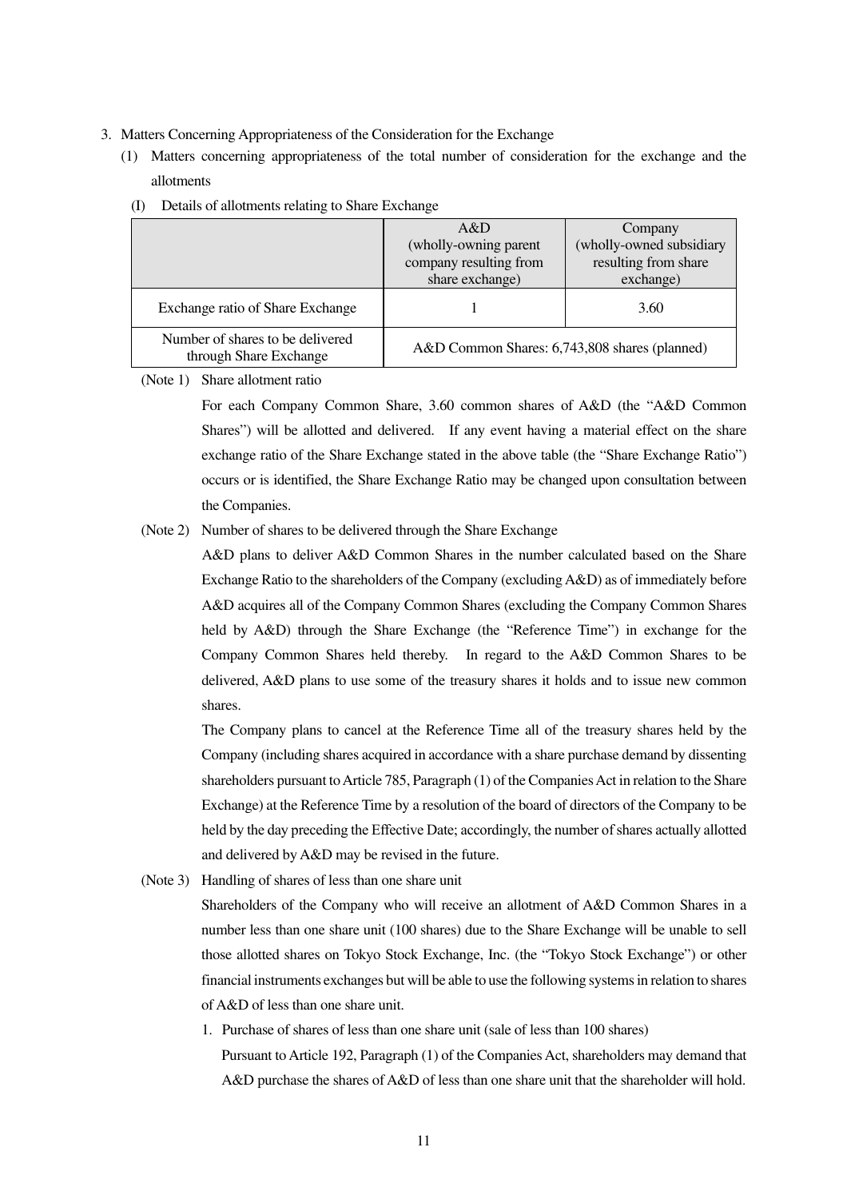3. Matters Concerning Appropriateness of the Consideration for the Exchange

(1) Matters concerning appropriateness of the total number of consideration for the exchange and the allotments

(I) Details of allotments relating to Share Exchange

| | A&D (wholly-owning parent company resulting from share exchange) | Company (wholly-owned subsidiary resulting from share exchange) |
|---|---|---|
| Exchange ratio of Share Exchange | 1 | 3.60 |
| Number of shares to be delivered through Share Exchange | A&D Common Shares: 6,743,808 shares (planned) | |

(Note 1) Share allotment ratio

For each Company Common Share, 3.60 common shares of A&D (the "A&D Common Shares") will be allotted and delivered. If any event having a material effect on the share exchange ratio of the Share Exchange stated in the above table (the "Share Exchange Ratio") occurs or is identified, the Share Exchange Ratio may be changed upon consultation between the Companies.

(Note 2) Number of shares to be delivered through the Share Exchange

A&D plans to deliver A&D Common Shares in the number calculated based on the Share Exchange Ratio to the shareholders of the Company (excluding A&D) as of immediately before A&D acquires all of the Company Common Shares (excluding the Company Common Shares held by A&D) through the Share Exchange (the "Reference Time") in exchange for the Company Common Shares held thereby. In regard to the A&D Common Shares to be delivered, A&D plans to use some of the treasury shares it holds and to issue new common shares.

The Company plans to cancel at the Reference Time all of the treasury shares held by the Company (including shares acquired in accordance with a share purchase demand by dissenting shareholders pursuant to Article 785, Paragraph (1) of the Companies Act in relation to the Share Exchange) at the Reference Time by a resolution of the board of directors of the Company to be held by the day preceding the Effective Date; accordingly, the number of shares actually allotted and delivered by A&D may be revised in the future.

(Note 3) Handling of shares of less than one share unit

Shareholders of the Company who will receive an allotment of A&D Common Shares in a number less than one share unit (100 shares) due to the Share Exchange will be unable to sell those allotted shares on Tokyo Stock Exchange, Inc. (the "Tokyo Stock Exchange") or other financial instruments exchanges but will be able to use the following systems in relation to shares of A&D of less than one share unit.

1. Purchase of shares of less than one share unit (sale of less than 100 shares)

   Pursuant to Article 192, Paragraph (1) of the Companies Act, shareholders may demand that A&D purchase the shares of A&D of less than one share unit that the shareholder will hold.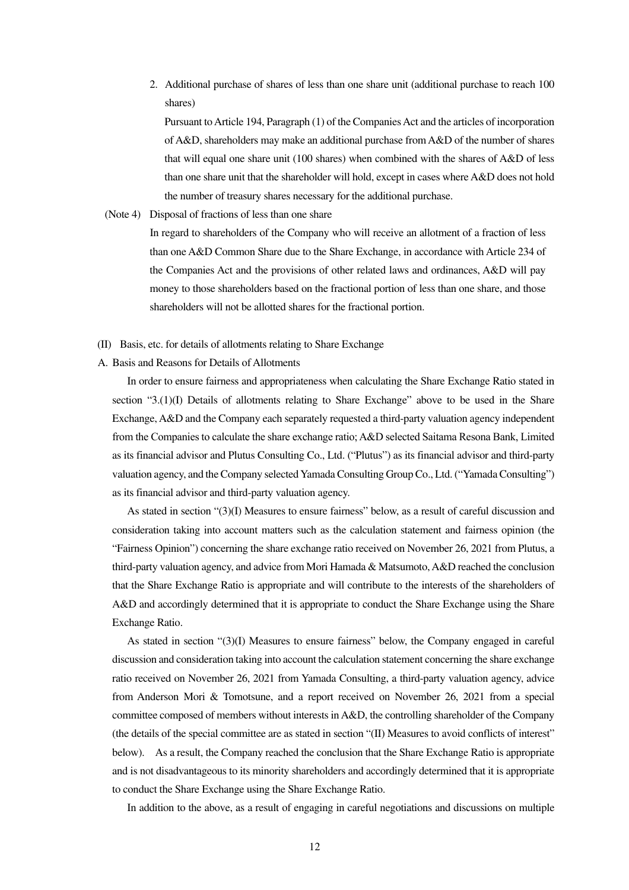2. Additional purchase of shares of less than one share unit (additional purchase to reach 100 shares)

   Pursuant to Article 194, Paragraph (1) of the Companies Act and the articles of incorporation of A&D, shareholders may make an additional purchase from A&D of the number of shares that will equal one share unit (100 shares) when combined with the shares of A&D of less than one share unit that the shareholder will hold, except in cases where A&D does not hold the number of treasury shares necessary for the additional purchase.

(Note 4) Disposal of fractions of less than one share

In regard to shareholders of the Company who will receive an allotment of a fraction of less than one A&D Common Share due to the Share Exchange, in accordance with Article 234 of the Companies Act and the provisions of other related laws and ordinances, A&D will pay money to those shareholders based on the fractional portion of less than one share, and those shareholders will not be allotted shares for the fractional portion.

(II) Basis, etc. for details of allotments relating to Share Exchange

A. Basis and Reasons for Details of Allotments

In order to ensure fairness and appropriateness when calculating the Share Exchange Ratio stated in section "3.(1)(I) Details of allotments relating to Share Exchange" above to be used in the Share Exchange, A&D and the Company each separately requested a third-party valuation agency independent from the Companies to calculate the share exchange ratio; A&D selected Saitama Resona Bank, Limited as its financial advisor and Plutus Consulting Co., Ltd. ("Plutus") as its financial advisor and third-party valuation agency, and the Company selected Yamada Consulting Group Co., Ltd. ("Yamada Consulting") as its financial advisor and third-party valuation agency.

As stated in section "(3)(I) Measures to ensure fairness" below, as a result of careful discussion and consideration taking into account matters such as the calculation statement and fairness opinion (the "Fairness Opinion") concerning the share exchange ratio received on November 26, 2021 from Plutus, a third-party valuation agency, and advice from Mori Hamada & Matsumoto, A&D reached the conclusion that the Share Exchange Ratio is appropriate and will contribute to the interests of the shareholders of A&D and accordingly determined that it is appropriate to conduct the Share Exchange using the Share Exchange Ratio.

As stated in section "(3)(I) Measures to ensure fairness" below, the Company engaged in careful discussion and consideration taking into account the calculation statement concerning the share exchange ratio received on November 26, 2021 from Yamada Consulting, a third-party valuation agency, advice from Anderson Mori & Tomotsune, and a report received on November 26, 2021 from a special committee composed of members without interests in A&D, the controlling shareholder of the Company (the details of the special committee are as stated in section "(II) Measures to avoid conflicts of interest" below). As a result, the Company reached the conclusion that the Share Exchange Ratio is appropriate and is not disadvantageous to its minority shareholders and accordingly determined that it is appropriate to conduct the Share Exchange using the Share Exchange Ratio.

In addition to the above, as a result of engaging in careful negotiations and discussions on multiple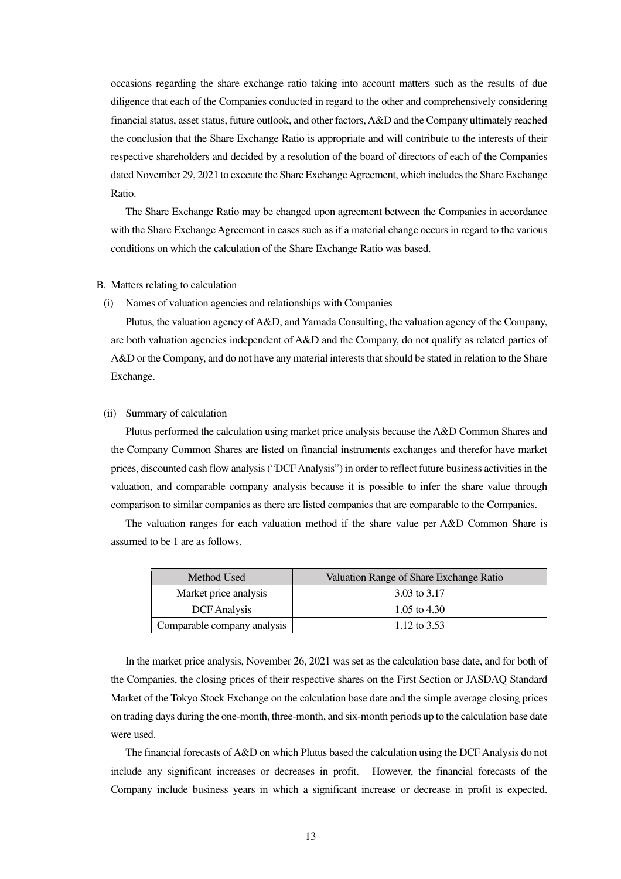occasions regarding the share exchange ratio taking into account matters such as the results of due diligence that each of the Companies conducted in regard to the other and comprehensively considering financial status, asset status, future outlook, and other factors, A&D and the Company ultimately reached the conclusion that the Share Exchange Ratio is appropriate and will contribute to the interests of their respective shareholders and decided by a resolution of the board of directors of each of the Companies dated November 29, 2021 to execute the Share Exchange Agreement, which includes the Share Exchange Ratio.

The Share Exchange Ratio may be changed upon agreement between the Companies in accordance with the Share Exchange Agreement in cases such as if a material change occurs in regard to the various conditions on which the calculation of the Share Exchange Ratio was based.

B. Matters relating to calculation

(i) Names of valuation agencies and relationships with Companies

Plutus, the valuation agency of A&D, and Yamada Consulting, the valuation agency of the Company, are both valuation agencies independent of A&D and the Company, do not qualify as related parties of A&D or the Company, and do not have any material interests that should be stated in relation to the Share Exchange.

(ii) Summary of calculation

Plutus performed the calculation using market price analysis because the A&D Common Shares and the Company Common Shares are listed on financial instruments exchanges and therefor have market prices, discounted cash flow analysis ("DCF Analysis") in order to reflect future business activities in the valuation, and comparable company analysis because it is possible to infer the share value through comparison to similar companies as there are listed companies that are comparable to the Companies.

The valuation ranges for each valuation method if the share value per A&D Common Share is assumed to be 1 are as follows.

| Method Used | Valuation Range of Share Exchange Ratio |
|---|---|
| Market price analysis | 3.03 to 3.17 |
| DCF Analysis | 1.05 to 4.30 |
| Comparable company analysis | 1.12 to 3.53 |

In the market price analysis, November 26, 2021 was set as the calculation base date, and for both of the Companies, the closing prices of their respective shares on the First Section or JASDAQ Standard Market of the Tokyo Stock Exchange on the calculation base date and the simple average closing prices on trading days during the one-month, three-month, and six-month periods up to the calculation base date were used.

The financial forecasts of A&D on which Plutus based the calculation using the DCF Analysis do not include any significant increases or decreases in profit. However, the financial forecasts of the Company include business years in which a significant increase or decrease in profit is expected.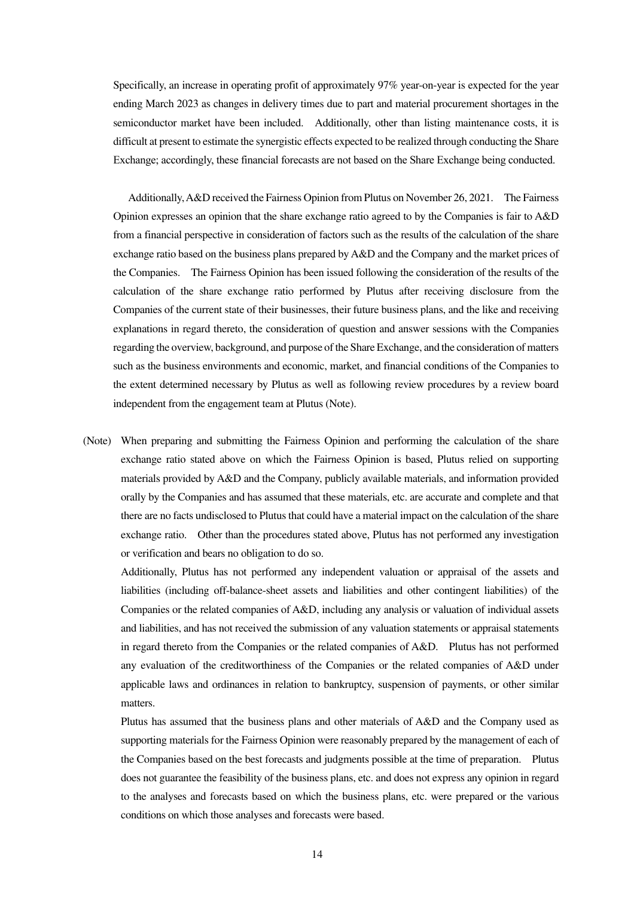Specifically, an increase in operating profit of approximately 97% year-on-year is expected for the year ending March 2023 as changes in delivery times due to part and material procurement shortages in the semiconductor market have been included. Additionally, other than listing maintenance costs, it is difficult at present to estimate the synergistic effects expected to be realized through conducting the Share Exchange; accordingly, these financial forecasts are not based on the Share Exchange being conducted.

Additionally, A&D received the Fairness Opinion from Plutus on November 26, 2021. The Fairness Opinion expresses an opinion that the share exchange ratio agreed to by the Companies is fair to A&D from a financial perspective in consideration of factors such as the results of the calculation of the share exchange ratio based on the business plans prepared by A&D and the Company and the market prices of the Companies. The Fairness Opinion has been issued following the consideration of the results of the calculation of the share exchange ratio performed by Plutus after receiving disclosure from the Companies of the current state of their businesses, their future business plans, and the like and receiving explanations in regard thereto, the consideration of question and answer sessions with the Companies regarding the overview, background, and purpose of the Share Exchange, and the consideration of matters such as the business environments and economic, market, and financial conditions of the Companies to the extent determined necessary by Plutus as well as following review procedures by a review board independent from the engagement team at Plutus (Note).

(Note) When preparing and submitting the Fairness Opinion and performing the calculation of the share exchange ratio stated above on which the Fairness Opinion is based, Plutus relied on supporting materials provided by A&D and the Company, publicly available materials, and information provided orally by the Companies and has assumed that these materials, etc. are accurate and complete and that there are no facts undisclosed to Plutus that could have a material impact on the calculation of the share exchange ratio. Other than the procedures stated above, Plutus has not performed any investigation or verification and bears no obligation to do so.

Additionally, Plutus has not performed any independent valuation or appraisal of the assets and liabilities (including off-balance-sheet assets and liabilities and other contingent liabilities) of the Companies or the related companies of A&D, including any analysis or valuation of individual assets and liabilities, and has not received the submission of any valuation statements or appraisal statements in regard thereto from the Companies or the related companies of A&D. Plutus has not performed any evaluation of the creditworthiness of the Companies or the related companies of A&D under applicable laws and ordinances in relation to bankruptcy, suspension of payments, or other similar matters.

Plutus has assumed that the business plans and other materials of A&D and the Company used as supporting materials for the Fairness Opinion were reasonably prepared by the management of each of the Companies based on the best forecasts and judgments possible at the time of preparation. Plutus does not guarantee the feasibility of the business plans, etc. and does not express any opinion in regard to the analyses and forecasts based on which the business plans, etc. were prepared or the various conditions on which those analyses and forecasts were based.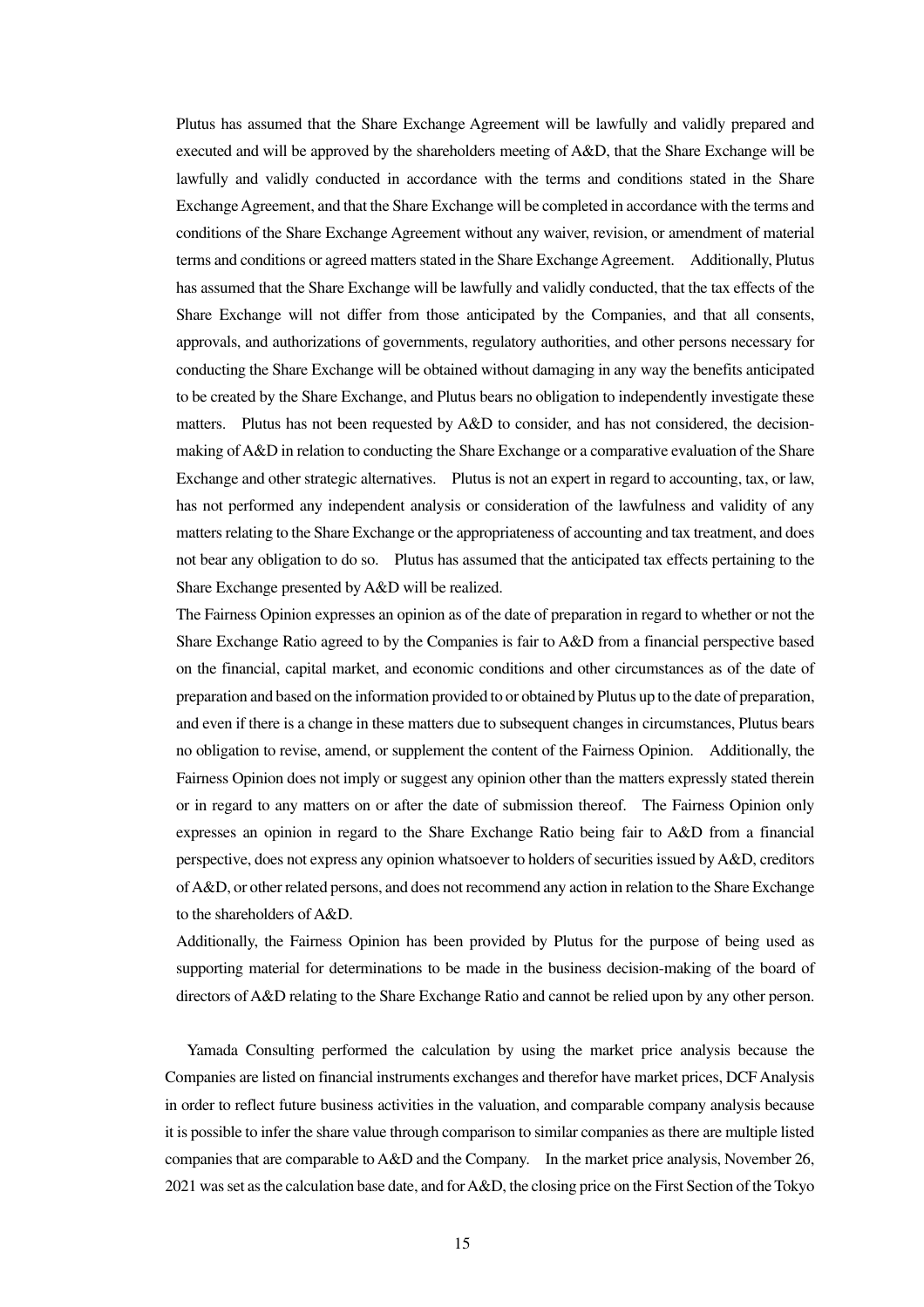Plutus has assumed that the Share Exchange Agreement will be lawfully and validly prepared and executed and will be approved by the shareholders meeting of A&D, that the Share Exchange will be lawfully and validly conducted in accordance with the terms and conditions stated in the Share Exchange Agreement, and that the Share Exchange will be completed in accordance with the terms and conditions of the Share Exchange Agreement without any waiver, revision, or amendment of material terms and conditions or agreed matters stated in the Share Exchange Agreement. Additionally, Plutus has assumed that the Share Exchange will be lawfully and validly conducted, that the tax effects of the Share Exchange will not differ from those anticipated by the Companies, and that all consents, approvals, and authorizations of governments, regulatory authorities, and other persons necessary for conducting the Share Exchange will be obtained without damaging in any way the benefits anticipated to be created by the Share Exchange, and Plutus bears no obligation to independently investigate these matters. Plutus has not been requested by A&D to consider, and has not considered, the decision-making of A&D in relation to conducting the Share Exchange or a comparative evaluation of the Share Exchange and other strategic alternatives. Plutus is not an expert in regard to accounting, tax, or law, has not performed any independent analysis or consideration of the lawfulness and validity of any matters relating to the Share Exchange or the appropriateness of accounting and tax treatment, and does not bear any obligation to do so. Plutus has assumed that the anticipated tax effects pertaining to the Share Exchange presented by A&D will be realized.

The Fairness Opinion expresses an opinion as of the date of preparation in regard to whether or not the Share Exchange Ratio agreed to by the Companies is fair to A&D from a financial perspective based on the financial, capital market, and economic conditions and other circumstances as of the date of preparation and based on the information provided to or obtained by Plutus up to the date of preparation, and even if there is a change in these matters due to subsequent changes in circumstances, Plutus bears no obligation to revise, amend, or supplement the content of the Fairness Opinion. Additionally, the Fairness Opinion does not imply or suggest any opinion other than the matters expressly stated therein or in regard to any matters on or after the date of submission thereof. The Fairness Opinion only expresses an opinion in regard to the Share Exchange Ratio being fair to A&D from a financial perspective, does not express any opinion whatsoever to holders of securities issued by A&D, creditors of A&D, or other related persons, and does not recommend any action in relation to the Share Exchange to the shareholders of A&D.

Additionally, the Fairness Opinion has been provided by Plutus for the purpose of being used as supporting material for determinations to be made in the business decision-making of the board of directors of A&D relating to the Share Exchange Ratio and cannot be relied upon by any other person.

Yamada Consulting performed the calculation by using the market price analysis because the Companies are listed on financial instruments exchanges and therefor have market prices, DCF Analysis in order to reflect future business activities in the valuation, and comparable company analysis because it is possible to infer the share value through comparison to similar companies as there are multiple listed companies that are comparable to A&D and the Company. In the market price analysis, November 26, 2021 was set as the calculation base date, and for A&D, the closing price on the First Section of the Tokyo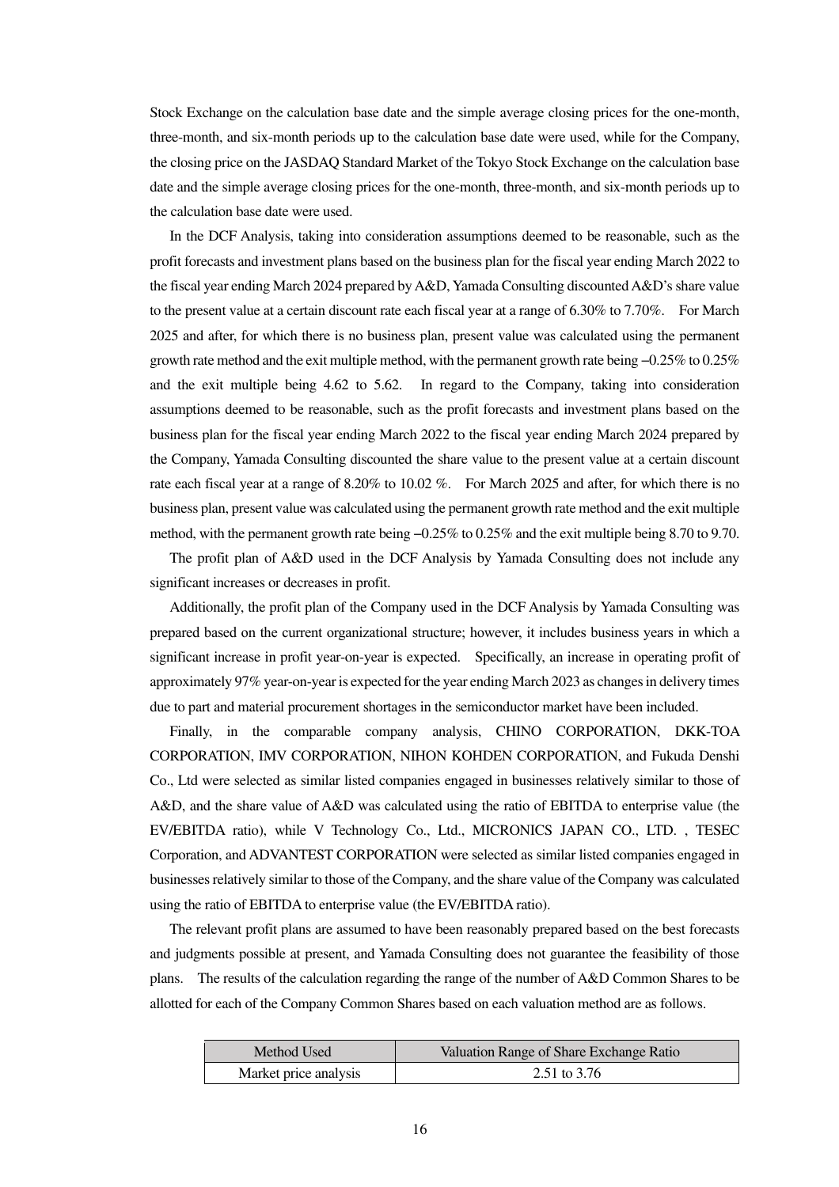Stock Exchange on the calculation base date and the simple average closing prices for the one-month, three-month, and six-month periods up to the calculation base date were used, while for the Company, the closing price on the JASDAQ Standard Market of the Tokyo Stock Exchange on the calculation base date and the simple average closing prices for the one-month, three-month, and six-month periods up to the calculation base date were used.

In the DCF Analysis, taking into consideration assumptions deemed to be reasonable, such as the profit forecasts and investment plans based on the business plan for the fiscal year ending March 2022 to the fiscal year ending March 2024 prepared by A&D, Yamada Consulting discounted A&D's share value to the present value at a certain discount rate each fiscal year at a range of 6.30% to 7.70%. For March 2025 and after, for which there is no business plan, present value was calculated using the permanent growth rate method and the exit multiple method, with the permanent growth rate being −0.25% to 0.25% and the exit multiple being 4.62 to 5.62. In regard to the Company, taking into consideration assumptions deemed to be reasonable, such as the profit forecasts and investment plans based on the business plan for the fiscal year ending March 2022 to the fiscal year ending March 2024 prepared by the Company, Yamada Consulting discounted the share value to the present value at a certain discount rate each fiscal year at a range of 8.20% to 10.02 %. For March 2025 and after, for which there is no business plan, present value was calculated using the permanent growth rate method and the exit multiple method, with the permanent growth rate being −0.25% to 0.25% and the exit multiple being 8.70 to 9.70.

The profit plan of A&D used in the DCF Analysis by Yamada Consulting does not include any significant increases or decreases in profit.

Additionally, the profit plan of the Company used in the DCF Analysis by Yamada Consulting was prepared based on the current organizational structure; however, it includes business years in which a significant increase in profit year-on-year is expected. Specifically, an increase in operating profit of approximately 97% year-on-year is expected for the year ending March 2023 as changes in delivery times due to part and material procurement shortages in the semiconductor market have been included.

Finally, in the comparable company analysis, CHINO CORPORATION, DKK-TOA CORPORATION, IMV CORPORATION, NIHON KOHDEN CORPORATION, and Fukuda Denshi Co., Ltd were selected as similar listed companies engaged in businesses relatively similar to those of A&D, and the share value of A&D was calculated using the ratio of EBITDA to enterprise value (the EV/EBITDA ratio), while V Technology Co., Ltd., MICRONICS JAPAN CO., LTD. , TESEC Corporation, and ADVANTEST CORPORATION were selected as similar listed companies engaged in businesses relatively similar to those of the Company, and the share value of the Company was calculated using the ratio of EBITDA to enterprise value (the EV/EBITDA ratio).

The relevant profit plans are assumed to have been reasonably prepared based on the best forecasts and judgments possible at present, and Yamada Consulting does not guarantee the feasibility of those plans. The results of the calculation regarding the range of the number of A&D Common Shares to be allotted for each of the Company Common Shares based on each valuation method are as follows.

| Method Used | Valuation Range of Share Exchange Ratio |
|---|---|
| Market price analysis | 2.51 to 3.76 |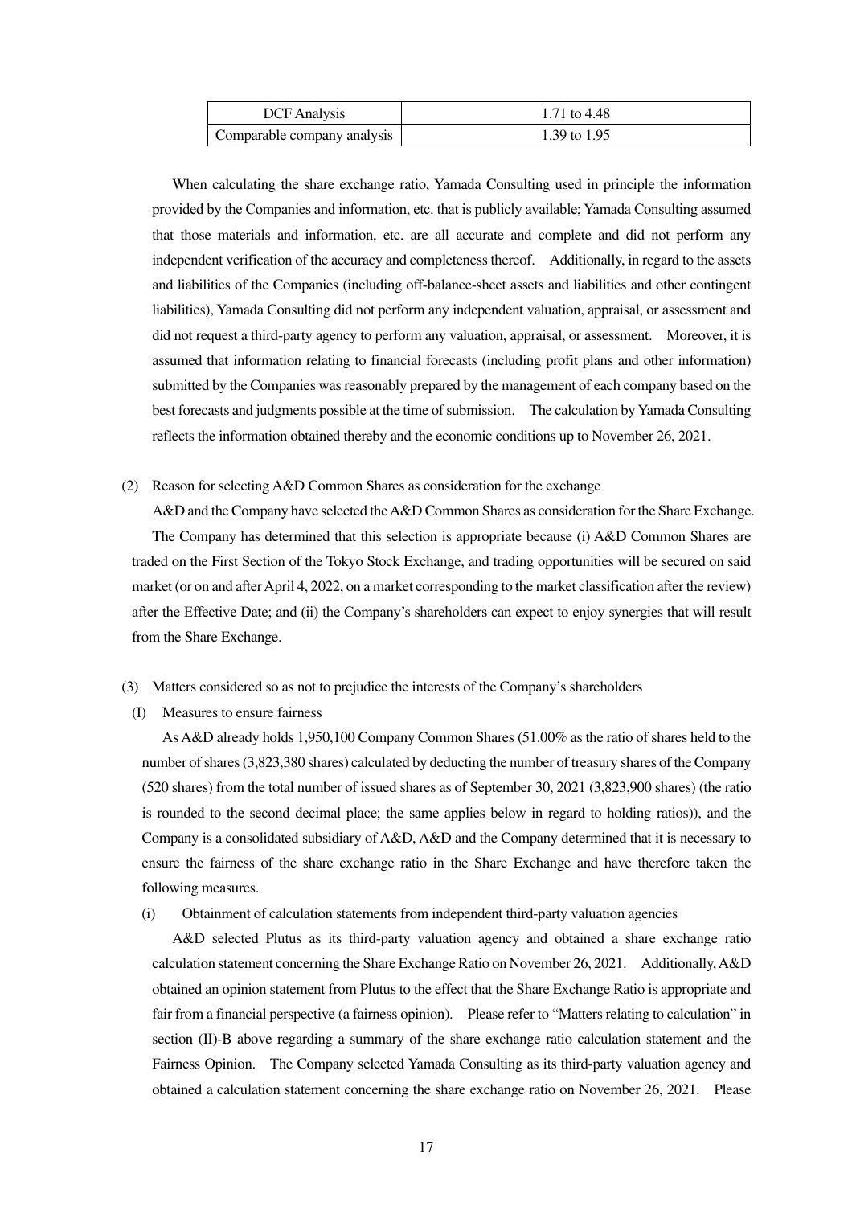| DCF Analysis | 1.71 to 4.48 |
|---|---|
| Comparable company analysis | 1.39 to 1.95 |

When calculating the share exchange ratio, Yamada Consulting used in principle the information provided by the Companies and information, etc. that is publicly available; Yamada Consulting assumed that those materials and information, etc. are all accurate and complete and did not perform any independent verification of the accuracy and completeness thereof. Additionally, in regard to the assets and liabilities of the Companies (including off-balance-sheet assets and liabilities and other contingent liabilities), Yamada Consulting did not perform any independent valuation, appraisal, or assessment and did not request a third-party agency to perform any valuation, appraisal, or assessment. Moreover, it is assumed that information relating to financial forecasts (including profit plans and other information) submitted by the Companies was reasonably prepared by the management of each company based on the best forecasts and judgments possible at the time of submission. The calculation by Yamada Consulting reflects the information obtained thereby and the economic conditions up to November 26, 2021.

(2) Reason for selecting A&D Common Shares as consideration for the exchange

A&D and the Company have selected the A&D Common Shares as consideration for the Share Exchange. The Company has determined that this selection is appropriate because (i) A&D Common Shares are traded on the First Section of the Tokyo Stock Exchange, and trading opportunities will be secured on said market (or on and after April 4, 2022, on a market corresponding to the market classification after the review) after the Effective Date; and (ii) the Company's shareholders can expect to enjoy synergies that will result from the Share Exchange.

(3) Matters considered so as not to prejudice the interests of the Company's shareholders

(I) Measures to ensure fairness

As A&D already holds 1,950,100 Company Common Shares (51.00% as the ratio of shares held to the number of shares (3,823,380 shares) calculated by deducting the number of treasury shares of the Company (520 shares) from the total number of issued shares as of September 30, 2021 (3,823,900 shares) (the ratio is rounded to the second decimal place; the same applies below in regard to holding ratios)), and the Company is a consolidated subsidiary of A&D, A&D and the Company determined that it is necessary to ensure the fairness of the share exchange ratio in the Share Exchange and have therefore taken the following measures.

(i) Obtainment of calculation statements from independent third-party valuation agencies

A&D selected Plutus as its third-party valuation agency and obtained a share exchange ratio calculation statement concerning the Share Exchange Ratio on November 26, 2021. Additionally, A&D obtained an opinion statement from Plutus to the effect that the Share Exchange Ratio is appropriate and fair from a financial perspective (a fairness opinion). Please refer to "Matters relating to calculation" in section (II)-B above regarding a summary of the share exchange ratio calculation statement and the Fairness Opinion. The Company selected Yamada Consulting as its third-party valuation agency and obtained a calculation statement concerning the share exchange ratio on November 26, 2021. Please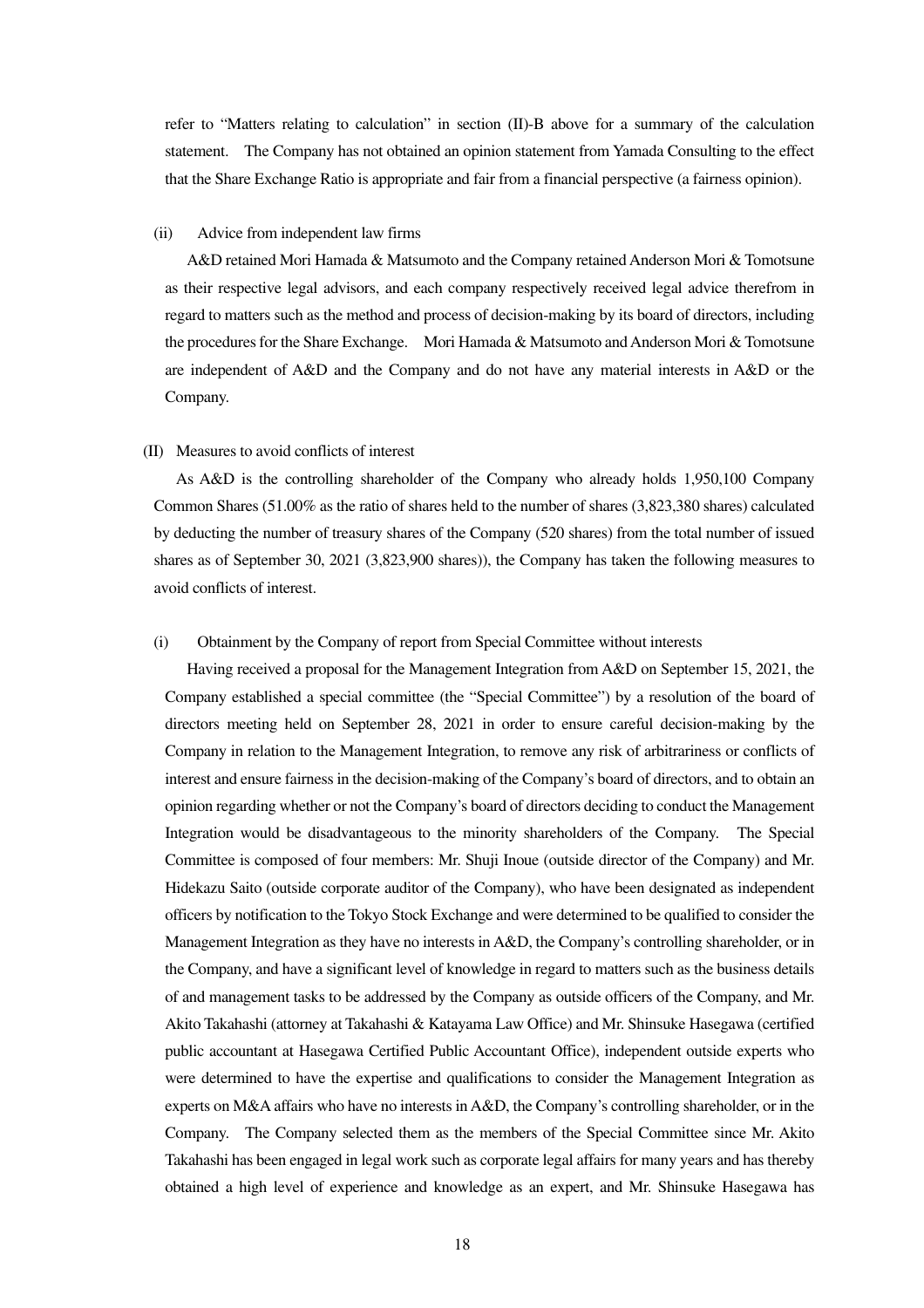refer to "Matters relating to calculation" in section (II)-B above for a summary of the calculation statement. The Company has not obtained an opinion statement from Yamada Consulting to the effect that the Share Exchange Ratio is appropriate and fair from a financial perspective (a fairness opinion).

(ii) Advice from independent law firms

A&D retained Mori Hamada & Matsumoto and the Company retained Anderson Mori & Tomotsune as their respective legal advisors, and each company respectively received legal advice therefrom in regard to matters such as the method and process of decision-making by its board of directors, including the procedures for the Share Exchange. Mori Hamada & Matsumoto and Anderson Mori & Tomotsune are independent of A&D and the Company and do not have any material interests in A&D or the Company.

(II) Measures to avoid conflicts of interest

As A&D is the controlling shareholder of the Company who already holds 1,950,100 Company Common Shares (51.00% as the ratio of shares held to the number of shares (3,823,380 shares) calculated by deducting the number of treasury shares of the Company (520 shares) from the total number of issued shares as of September 30, 2021 (3,823,900 shares)), the Company has taken the following measures to avoid conflicts of interest.

(i) Obtainment by the Company of report from Special Committee without interests

Having received a proposal for the Management Integration from A&D on September 15, 2021, the Company established a special committee (the "Special Committee") by a resolution of the board of directors meeting held on September 28, 2021 in order to ensure careful decision-making by the Company in relation to the Management Integration, to remove any risk of arbitrariness or conflicts of interest and ensure fairness in the decision-making of the Company's board of directors, and to obtain an opinion regarding whether or not the Company's board of directors deciding to conduct the Management Integration would be disadvantageous to the minority shareholders of the Company. The Special Committee is composed of four members: Mr. Shuji Inoue (outside director of the Company) and Mr. Hidekazu Saito (outside corporate auditor of the Company), who have been designated as independent officers by notification to the Tokyo Stock Exchange and were determined to be qualified to consider the Management Integration as they have no interests in A&D, the Company's controlling shareholder, or in the Company, and have a significant level of knowledge in regard to matters such as the business details of and management tasks to be addressed by the Company as outside officers of the Company, and Mr. Akito Takahashi (attorney at Takahashi & Katayama Law Office) and Mr. Shinsuke Hasegawa (certified public accountant at Hasegawa Certified Public Accountant Office), independent outside experts who were determined to have the expertise and qualifications to consider the Management Integration as experts on M&A affairs who have no interests in A&D, the Company's controlling shareholder, or in the Company. The Company selected them as the members of the Special Committee since Mr. Akito Takahashi has been engaged in legal work such as corporate legal affairs for many years and has thereby obtained a high level of experience and knowledge as an expert, and Mr. Shinsuke Hasegawa has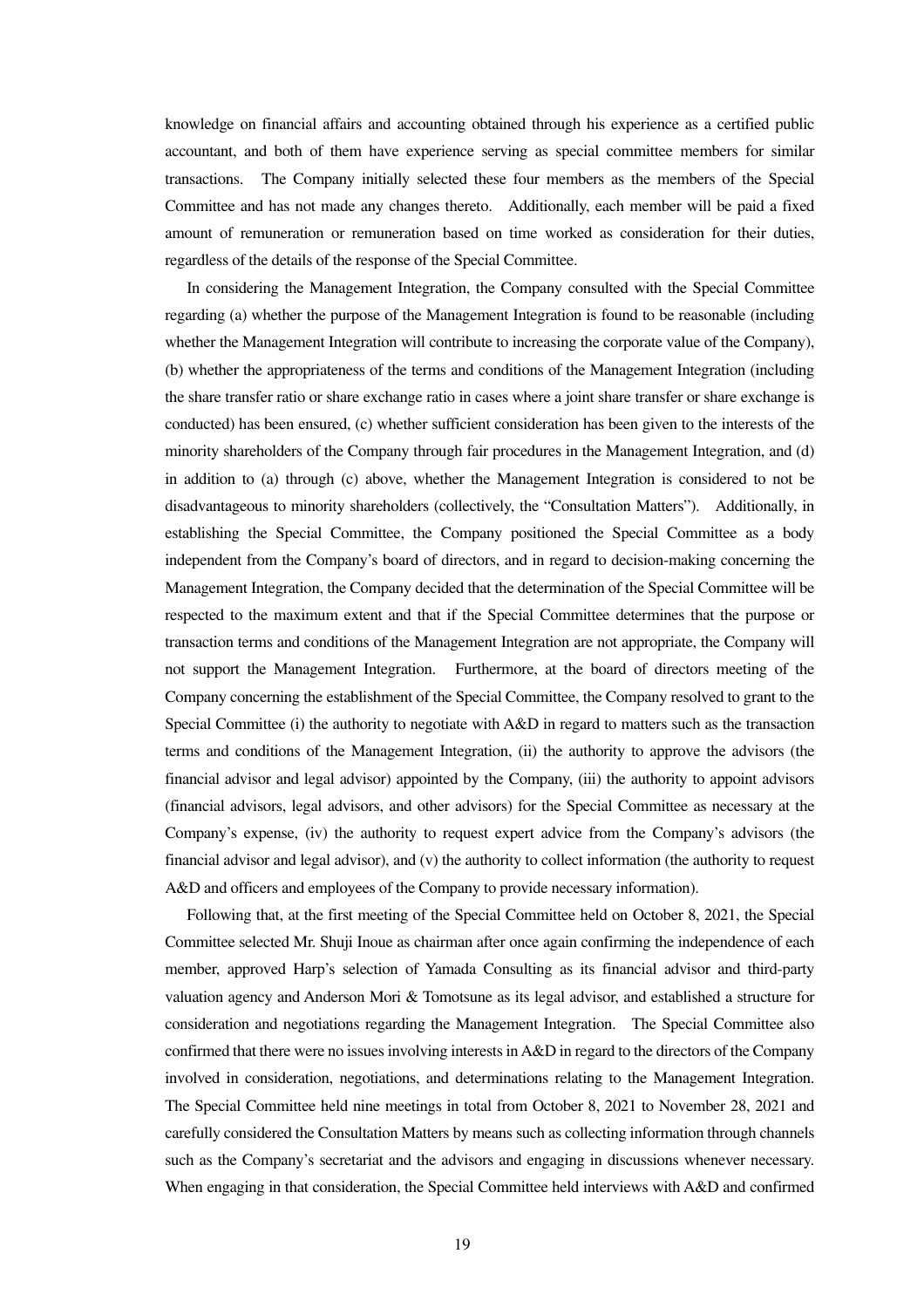knowledge on financial affairs and accounting obtained through his experience as a certified public accountant, and both of them have experience serving as special committee members for similar transactions. The Company initially selected these four members as the members of the Special Committee and has not made any changes thereto. Additionally, each member will be paid a fixed amount of remuneration or remuneration based on time worked as consideration for their duties, regardless of the details of the response of the Special Committee.

In considering the Management Integration, the Company consulted with the Special Committee regarding (a) whether the purpose of the Management Integration is found to be reasonable (including whether the Management Integration will contribute to increasing the corporate value of the Company), (b) whether the appropriateness of the terms and conditions of the Management Integration (including the share transfer ratio or share exchange ratio in cases where a joint share transfer or share exchange is conducted) has been ensured, (c) whether sufficient consideration has been given to the interests of the minority shareholders of the Company through fair procedures in the Management Integration, and (d) in addition to (a) through (c) above, whether the Management Integration is considered to not be disadvantageous to minority shareholders (collectively, the "Consultation Matters"). Additionally, in establishing the Special Committee, the Company positioned the Special Committee as a body independent from the Company's board of directors, and in regard to decision-making concerning the Management Integration, the Company decided that the determination of the Special Committee will be respected to the maximum extent and that if the Special Committee determines that the purpose or transaction terms and conditions of the Management Integration are not appropriate, the Company will not support the Management Integration. Furthermore, at the board of directors meeting of the Company concerning the establishment of the Special Committee, the Company resolved to grant to the Special Committee (i) the authority to negotiate with A&D in regard to matters such as the transaction terms and conditions of the Management Integration, (ii) the authority to approve the advisors (the financial advisor and legal advisor) appointed by the Company, (iii) the authority to appoint advisors (financial advisors, legal advisors, and other advisors) for the Special Committee as necessary at the Company's expense, (iv) the authority to request expert advice from the Company's advisors (the financial advisor and legal advisor), and (v) the authority to collect information (the authority to request A&D and officers and employees of the Company to provide necessary information).

Following that, at the first meeting of the Special Committee held on October 8, 2021, the Special Committee selected Mr. Shuji Inoue as chairman after once again confirming the independence of each member, approved Harp's selection of Yamada Consulting as its financial advisor and third-party valuation agency and Anderson Mori & Tomotsune as its legal advisor, and established a structure for consideration and negotiations regarding the Management Integration. The Special Committee also confirmed that there were no issues involving interests in A&D in regard to the directors of the Company involved in consideration, negotiations, and determinations relating to the Management Integration. The Special Committee held nine meetings in total from October 8, 2021 to November 28, 2021 and carefully considered the Consultation Matters by means such as collecting information through channels such as the Company's secretariat and the advisors and engaging in discussions whenever necessary. When engaging in that consideration, the Special Committee held interviews with A&D and confirmed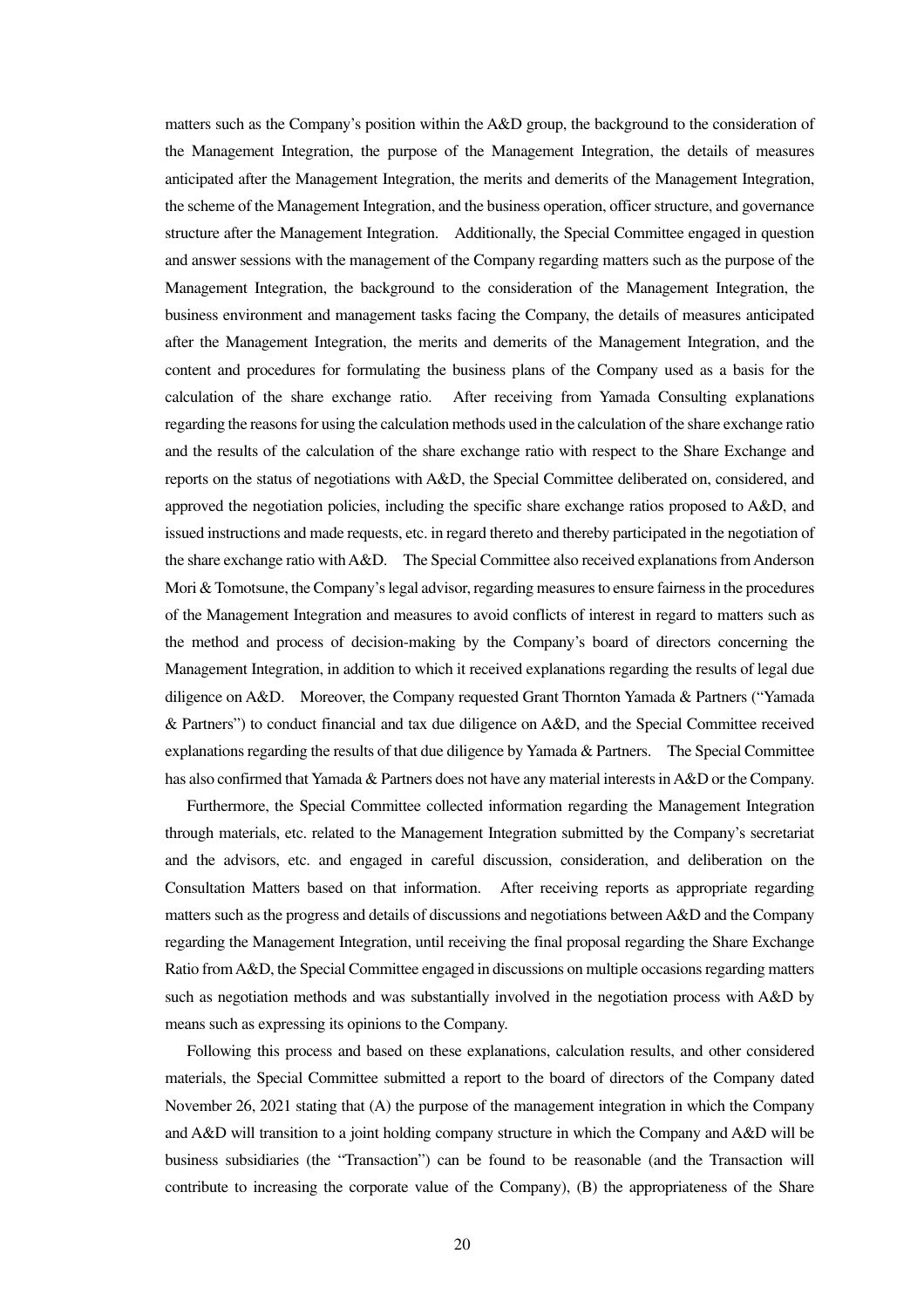matters such as the Company's position within the A&D group, the background to the consideration of the Management Integration, the purpose of the Management Integration, the details of measures anticipated after the Management Integration, the merits and demerits of the Management Integration, the scheme of the Management Integration, and the business operation, officer structure, and governance structure after the Management Integration. Additionally, the Special Committee engaged in question and answer sessions with the management of the Company regarding matters such as the purpose of the Management Integration, the background to the consideration of the Management Integration, the business environment and management tasks facing the Company, the details of measures anticipated after the Management Integration, the merits and demerits of the Management Integration, and the content and procedures for formulating the business plans of the Company used as a basis for the calculation of the share exchange ratio. After receiving from Yamada Consulting explanations regarding the reasons for using the calculation methods used in the calculation of the share exchange ratio and the results of the calculation of the share exchange ratio with respect to the Share Exchange and reports on the status of negotiations with A&D, the Special Committee deliberated on, considered, and approved the negotiation policies, including the specific share exchange ratios proposed to A&D, and issued instructions and made requests, etc. in regard thereto and thereby participated in the negotiation of the share exchange ratio with A&D. The Special Committee also received explanations from Anderson Mori & Tomotsune, the Company's legal advisor, regarding measures to ensure fairness in the procedures of the Management Integration and measures to avoid conflicts of interest in regard to matters such as the method and process of decision-making by the Company's board of directors concerning the Management Integration, in addition to which it received explanations regarding the results of legal due diligence on A&D. Moreover, the Company requested Grant Thornton Yamada & Partners ("Yamada & Partners") to conduct financial and tax due diligence on A&D, and the Special Committee received explanations regarding the results of that due diligence by Yamada & Partners. The Special Committee has also confirmed that Yamada & Partners does not have any material interests in A&D or the Company.

Furthermore, the Special Committee collected information regarding the Management Integration through materials, etc. related to the Management Integration submitted by the Company's secretariat and the advisors, etc. and engaged in careful discussion, consideration, and deliberation on the Consultation Matters based on that information. After receiving reports as appropriate regarding matters such as the progress and details of discussions and negotiations between A&D and the Company regarding the Management Integration, until receiving the final proposal regarding the Share Exchange Ratio from A&D, the Special Committee engaged in discussions on multiple occasions regarding matters such as negotiation methods and was substantially involved in the negotiation process with A&D by means such as expressing its opinions to the Company.

Following this process and based on these explanations, calculation results, and other considered materials, the Special Committee submitted a report to the board of directors of the Company dated November 26, 2021 stating that (A) the purpose of the management integration in which the Company and A&D will transition to a joint holding company structure in which the Company and A&D will be business subsidiaries (the "Transaction") can be found to be reasonable (and the Transaction will contribute to increasing the corporate value of the Company), (B) the appropriateness of the Share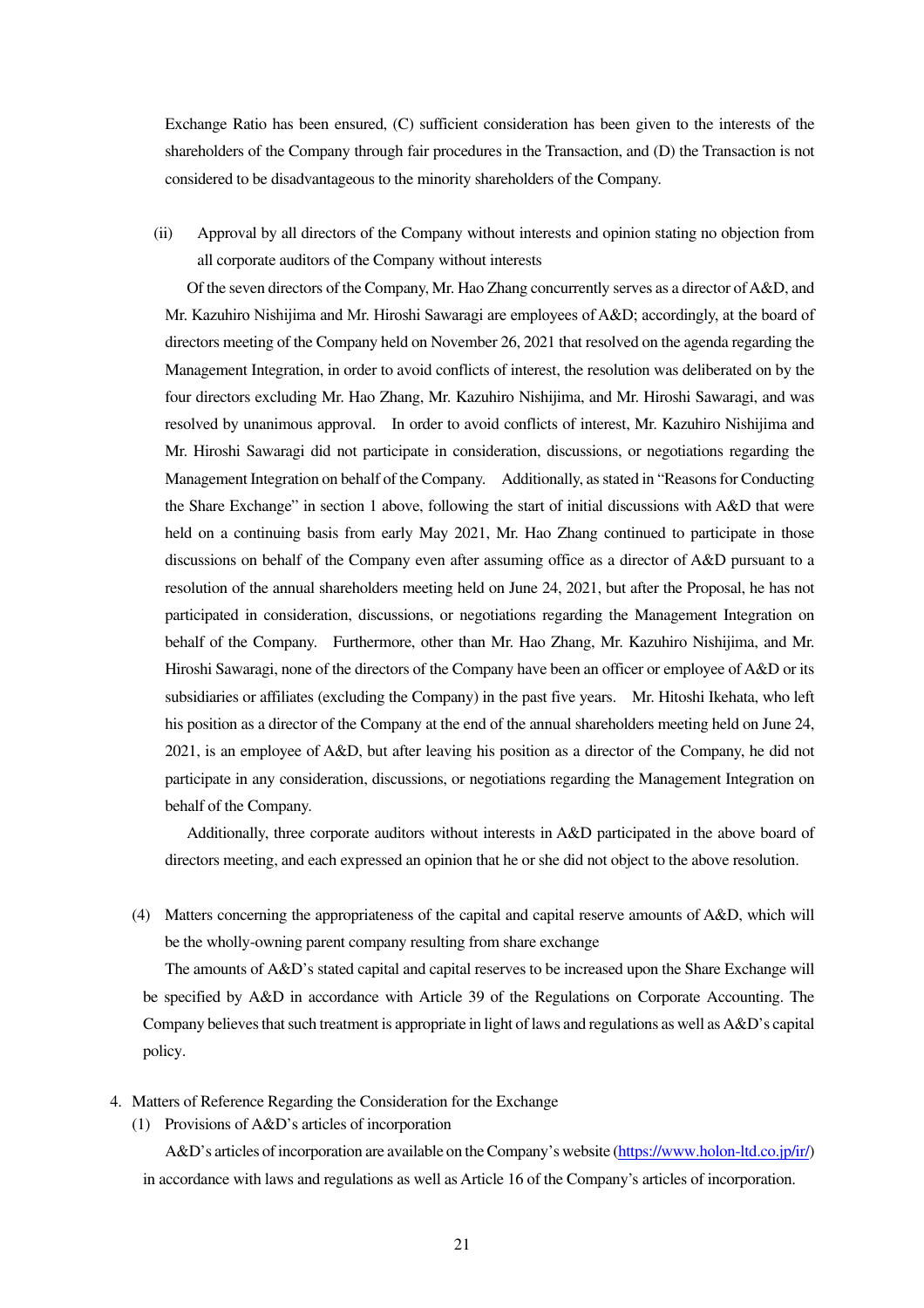Exchange Ratio has been ensured, (C) sufficient consideration has been given to the interests of the shareholders of the Company through fair procedures in the Transaction, and (D) the Transaction is not considered to be disadvantageous to the minority shareholders of the Company.

(ii) Approval by all directors of the Company without interests and opinion stating no objection from all corporate auditors of the Company without interests

Of the seven directors of the Company, Mr. Hao Zhang concurrently serves as a director of A&D, and Mr. Kazuhiro Nishijima and Mr. Hiroshi Sawaragi are employees of A&D; accordingly, at the board of directors meeting of the Company held on November 26, 2021 that resolved on the agenda regarding the Management Integration, in order to avoid conflicts of interest, the resolution was deliberated on by the four directors excluding Mr. Hao Zhang, Mr. Kazuhiro Nishijima, and Mr. Hiroshi Sawaragi, and was resolved by unanimous approval. In order to avoid conflicts of interest, Mr. Kazuhiro Nishijima and Mr. Hiroshi Sawaragi did not participate in consideration, discussions, or negotiations regarding the Management Integration on behalf of the Company. Additionally, as stated in "Reasons for Conducting the Share Exchange" in section 1 above, following the start of initial discussions with A&D that were held on a continuing basis from early May 2021, Mr. Hao Zhang continued to participate in those discussions on behalf of the Company even after assuming office as a director of A&D pursuant to a resolution of the annual shareholders meeting held on June 24, 2021, but after the Proposal, he has not participated in consideration, discussions, or negotiations regarding the Management Integration on behalf of the Company. Furthermore, other than Mr. Hao Zhang, Mr. Kazuhiro Nishijima, and Mr. Hiroshi Sawaragi, none of the directors of the Company have been an officer or employee of A&D or its subsidiaries or affiliates (excluding the Company) in the past five years. Mr. Hitoshi Ikehata, who left his position as a director of the Company at the end of the annual shareholders meeting held on June 24, 2021, is an employee of A&D, but after leaving his position as a director of the Company, he did not participate in any consideration, discussions, or negotiations regarding the Management Integration on behalf of the Company.

Additionally, three corporate auditors without interests in A&D participated in the above board of directors meeting, and each expressed an opinion that he or she did not object to the above resolution.

(4) Matters concerning the appropriateness of the capital and capital reserve amounts of A&D, which will be the wholly-owning parent company resulting from share exchange

The amounts of A&D's stated capital and capital reserves to be increased upon the Share Exchange will be specified by A&D in accordance with Article 39 of the Regulations on Corporate Accounting. The Company believes that such treatment is appropriate in light of laws and regulations as well as A&D's capital policy.

4. Matters of Reference Regarding the Consideration for the Exchange

(1) Provisions of A&D's articles of incorporation

A&D's articles of incorporation are available on the Company's website (https://www.holon-ltd.co.jp/ir/) in accordance with laws and regulations as well as Article 16 of the Company's articles of incorporation.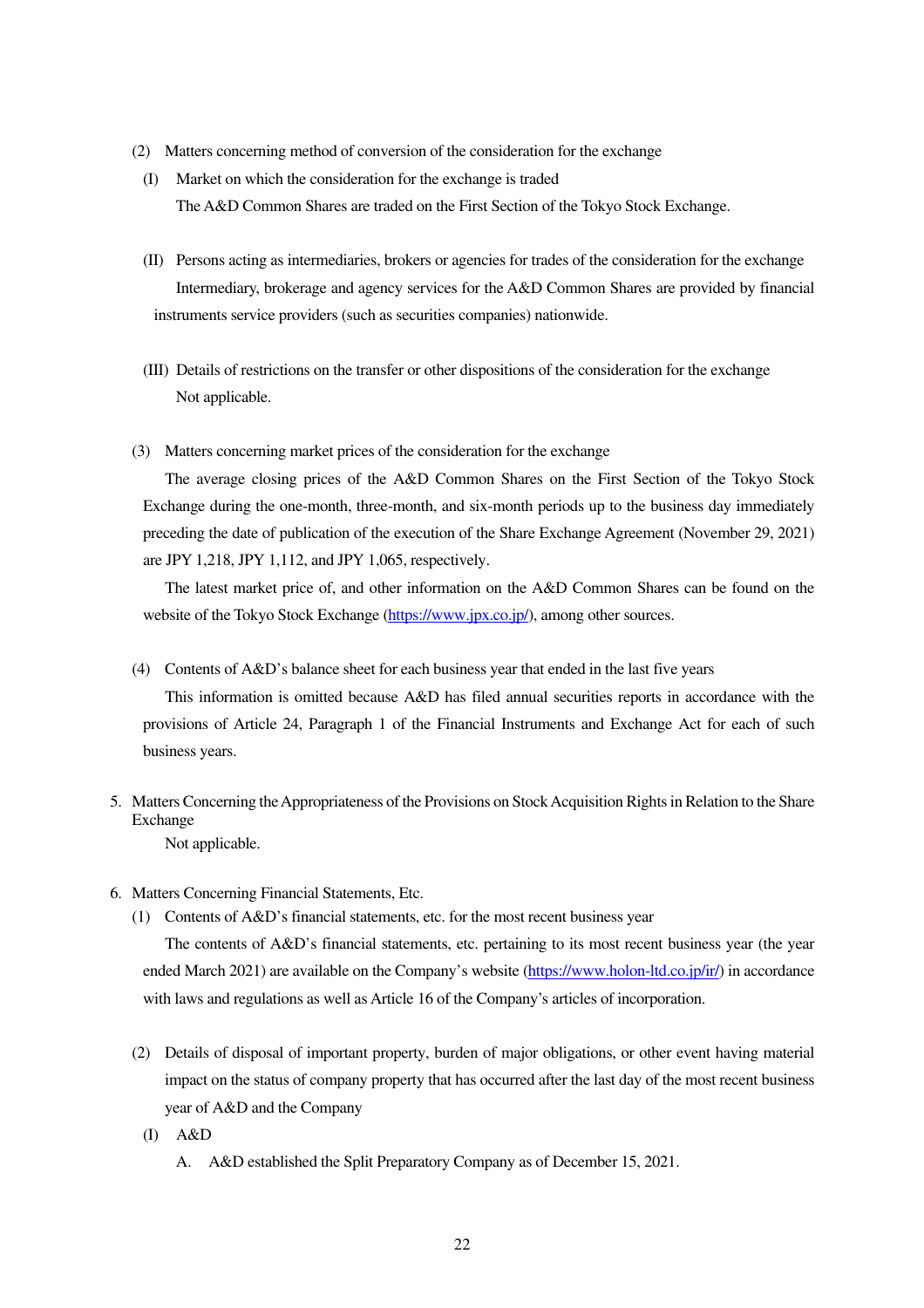(2) Matters concerning method of conversion of the consideration for the exchange

(I) Market on which the consideration for the exchange is traded

The A&D Common Shares are traded on the First Section of the Tokyo Stock Exchange.

(II) Persons acting as intermediaries, brokers or agencies for trades of the consideration for the exchange

Intermediary, brokerage and agency services for the A&D Common Shares are provided by financial instruments service providers (such as securities companies) nationwide.

(III) Details of restrictions on the transfer or other dispositions of the consideration for the exchange

Not applicable.

(3) Matters concerning market prices of the consideration for the exchange

The average closing prices of the A&D Common Shares on the First Section of the Tokyo Stock Exchange during the one-month, three-month, and six-month periods up to the business day immediately preceding the date of publication of the execution of the Share Exchange Agreement (November 29, 2021) are JPY 1,218, JPY 1,112, and JPY 1,065, respectively.

The latest market price of, and other information on the A&D Common Shares can be found on the website of the Tokyo Stock Exchange (https://www.jpx.co.jp/), among other sources.

(4) Contents of A&D's balance sheet for each business year that ended in the last five years

This information is omitted because A&D has filed annual securities reports in accordance with the provisions of Article 24, Paragraph 1 of the Financial Instruments and Exchange Act for each of such business years.

5. Matters Concerning the Appropriateness of the Provisions on Stock Acquisition Rights in Relation to the Share Exchange

Not applicable.

6. Matters Concerning Financial Statements, Etc.

(1) Contents of A&D's financial statements, etc. for the most recent business year

The contents of A&D's financial statements, etc. pertaining to its most recent business year (the year ended March 2021) are available on the Company's website (https://www.holon-ltd.co.jp/ir/) in accordance with laws and regulations as well as Article 16 of the Company's articles of incorporation.

(2) Details of disposal of important property, burden of major obligations, or other event having material impact on the status of company property that has occurred after the last day of the most recent business year of A&D and the Company

(I) A&D

A. A&D established the Split Preparatory Company as of December 15, 2021.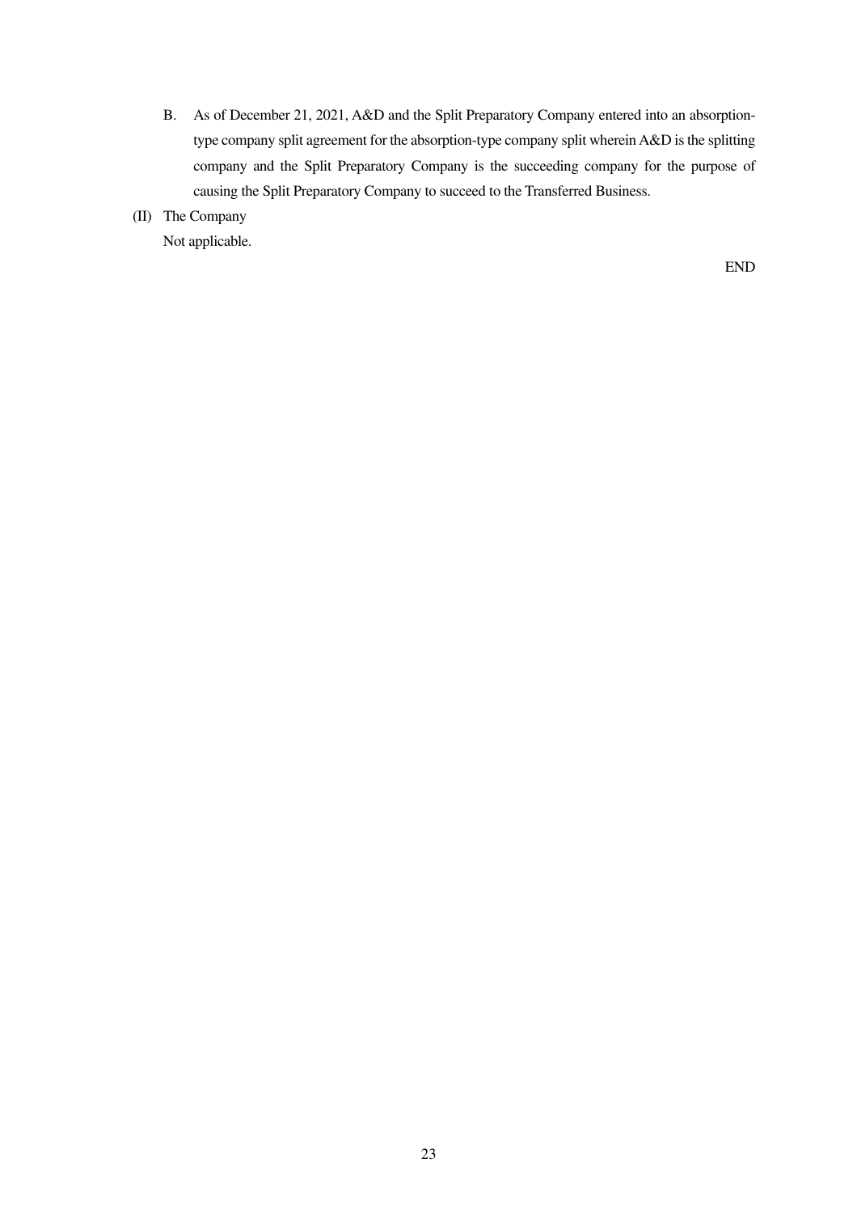B. As of December 21, 2021, A&D and the Split Preparatory Company entered into an absorption-type company split agreement for the absorption-type company split wherein A&D is the splitting company and the Split Preparatory Company is the succeeding company for the purpose of causing the Split Preparatory Company to succeed to the Transferred Business.

(II) The Company

Not applicable.

END